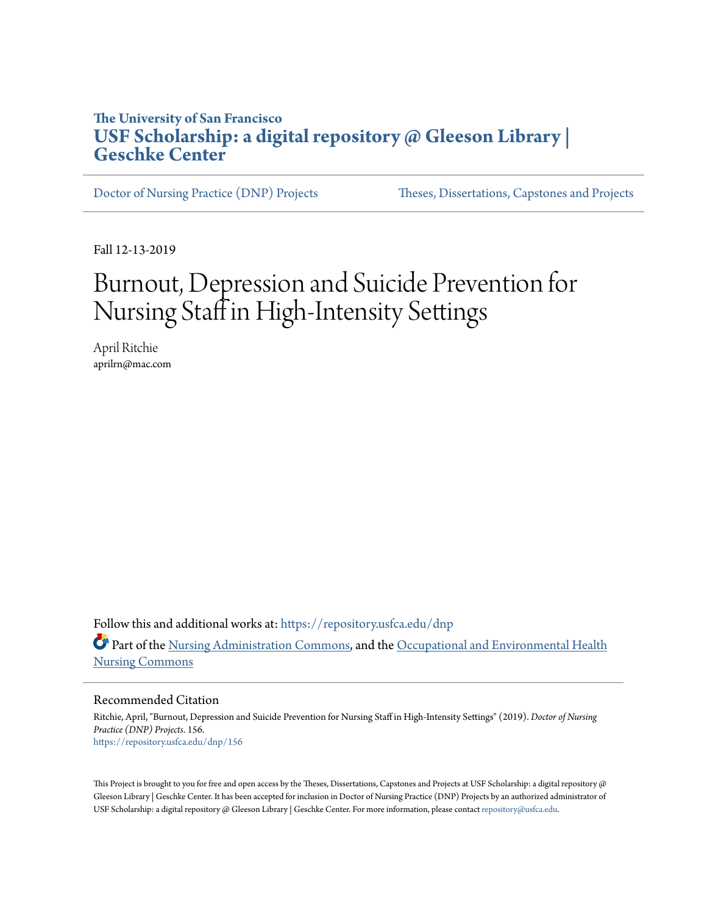The University of San Francisco

# USF Scholarship: a digital repository @ Gleeson Library | Geschke Center

Doctor of Nursing Practice (DNP) Projects | Theses, Dissertations, Capstones and Projects

Fall 12-13-2019

# Burnout, Depression and Suicide Prevention for Nursing Staff in High-Intensity Settings

April Ritchie
aprilrn@mac.com

Follow this and additional works at: https://repository.usfca.edu/dnp

Part of the Nursing Administration Commons, and the Occupational and Environmental Health Nursing Commons

## Recommended Citation

Ritchie, April, "Burnout, Depression and Suicide Prevention for Nursing Staff in High-Intensity Settings" (2019). *Doctor of Nursing Practice (DNP) Projects*. 156.
https://repository.usfca.edu/dnp/156

This Project is brought to you for free and open access by the Theses, Dissertations, Capstones and Projects at USF Scholarship: a digital repository @ Gleeson Library | Geschke Center. It has been accepted for inclusion in Doctor of Nursing Practice (DNP) Projects by an authorized administrator of USF Scholarship: a digital repository @ Gleeson Library | Geschke Center. For more information, please contact repository@usfca.edu.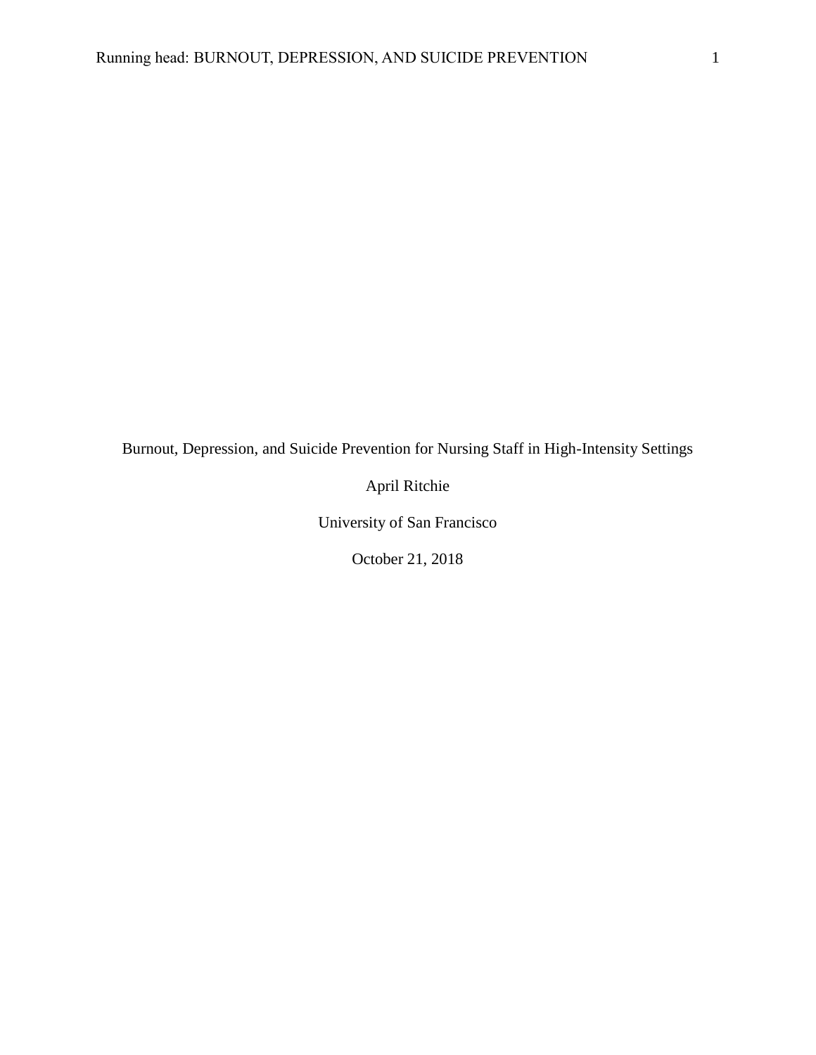Burnout, Depression, and Suicide Prevention for Nursing Staff in High-Intensity Settings

April Ritchie

University of San Francisco

October 21, 2018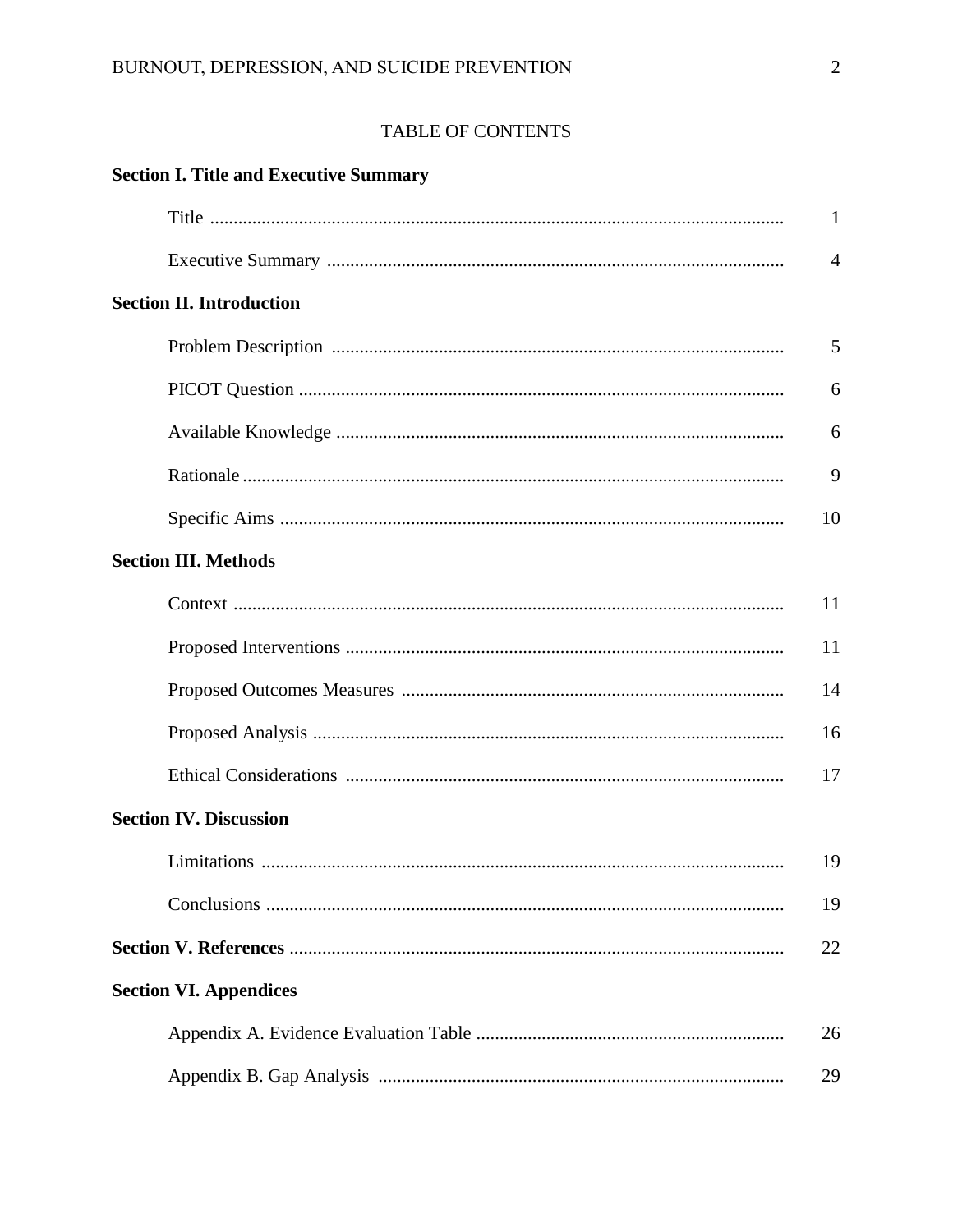# TABLE OF CONTENTS

**Section I. Title and Executive Summary**

Title .......... 1

Executive Summary .......... 4

**Section II. Introduction**

Problem Description .......... 5

PICOT Question .......... 6

Available Knowledge .......... 6

Rationale .......... 9

Specific Aims .......... 10

**Section III. Methods**

Context .......... 11

Proposed Interventions .......... 11

Proposed Outcomes Measures .......... 14

Proposed Analysis .......... 16

Ethical Considerations .......... 17

**Section IV. Discussion**

Limitations .......... 19

Conclusions .......... 19

**Section V. References** .......... 22

**Section VI. Appendices**

Appendix A. Evidence Evaluation Table .......... 26

Appendix B. Gap Analysis .......... 29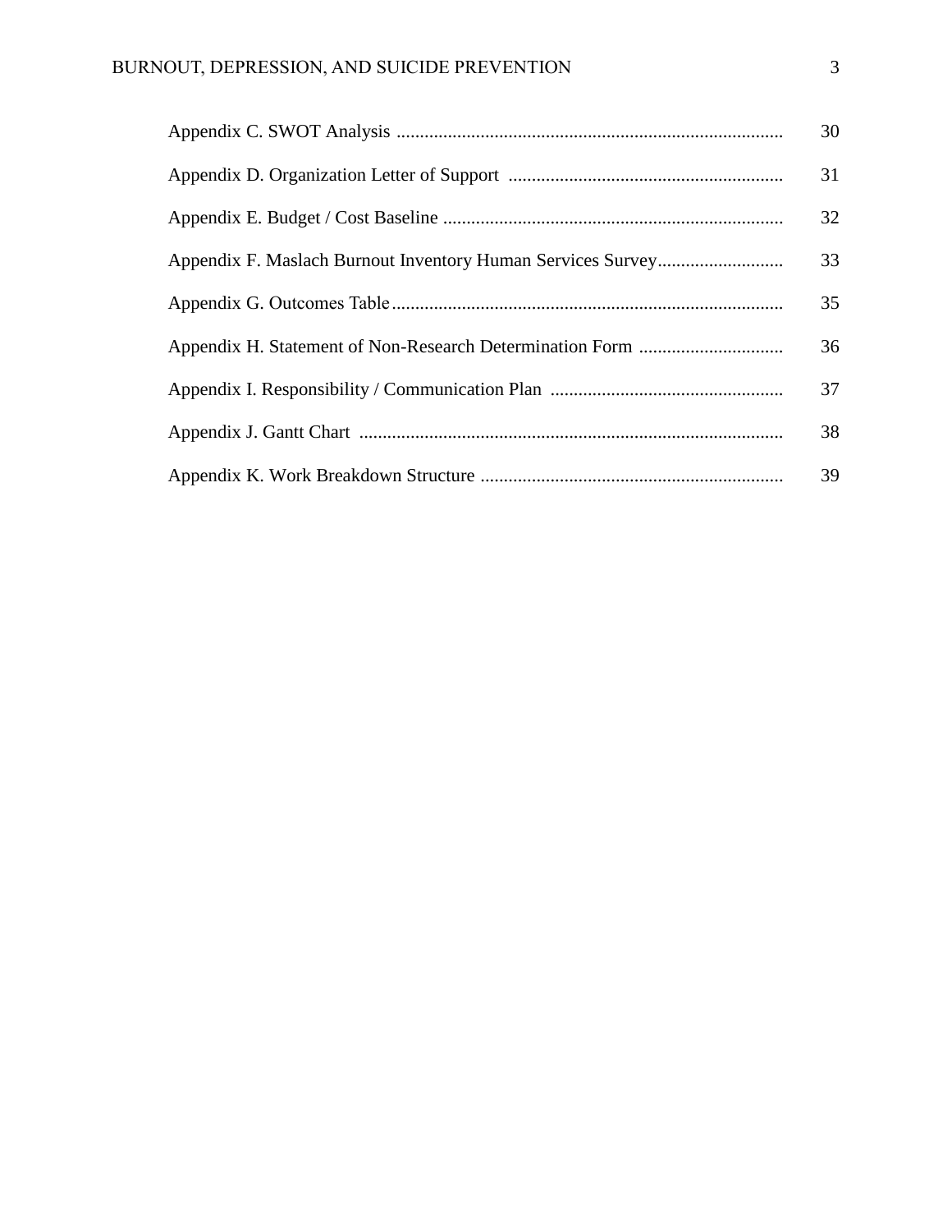Appendix C. SWOT Analysis .................................................................................. 30

Appendix D. Organization Letter of Support .......................................................... 31

Appendix E. Budget / Cost Baseline ........................................................................ 32

Appendix F. Maslach Burnout Inventory Human Services Survey........................... 33

Appendix G. Outcomes Table................................................................................... 35

Appendix H. Statement of Non-Research Determination Form ............................... 36

Appendix I. Responsibility / Communication Plan ................................................. 37

Appendix J. Gantt Chart .......................................................................................... 38

Appendix K. Work Breakdown Structure ................................................................ 39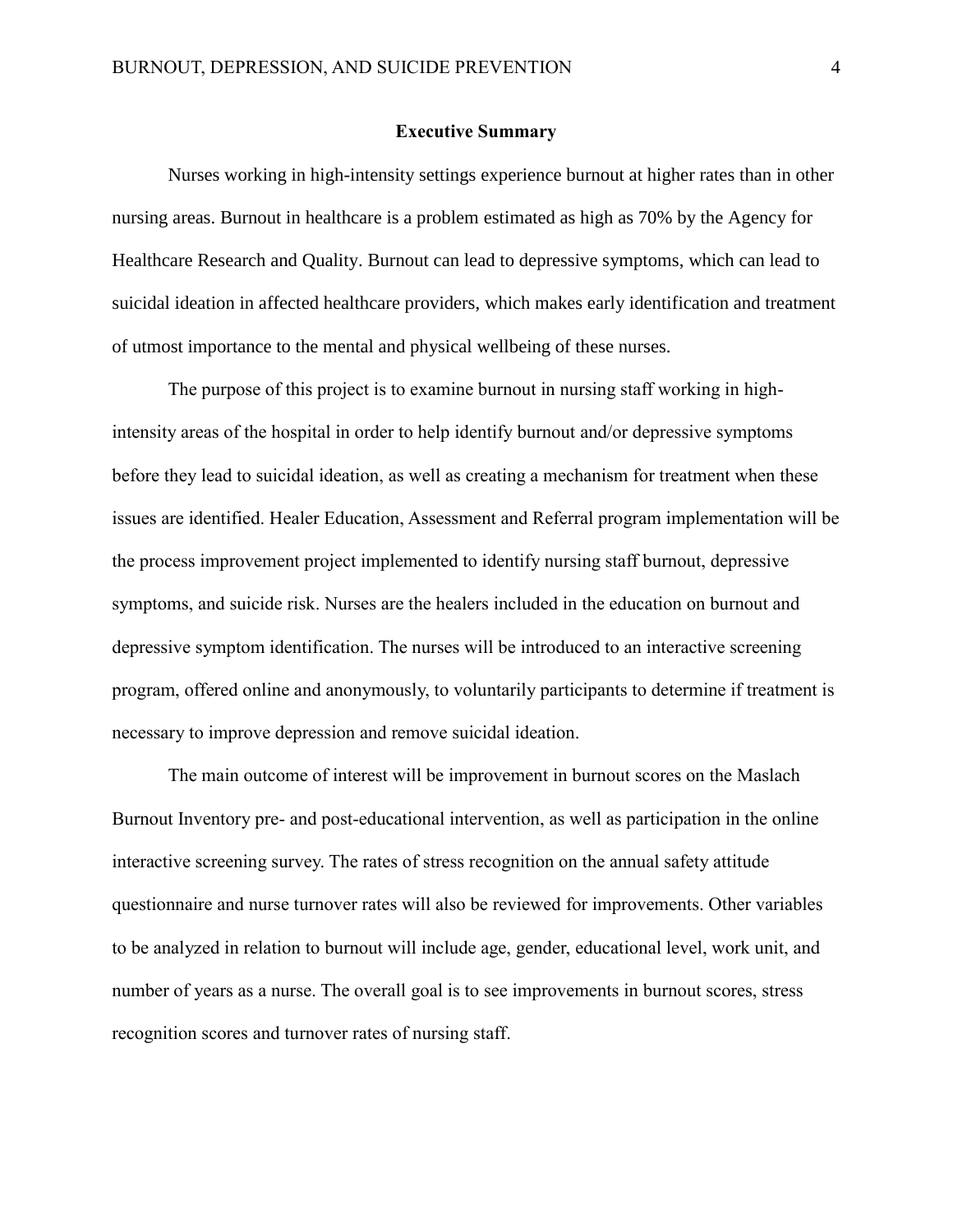## Executive Summary

Nurses working in high-intensity settings experience burnout at higher rates than in other nursing areas. Burnout in healthcare is a problem estimated as high as 70% by the Agency for Healthcare Research and Quality. Burnout can lead to depressive symptoms, which can lead to suicidal ideation in affected healthcare providers, which makes early identification and treatment of utmost importance to the mental and physical wellbeing of these nurses.

The purpose of this project is to examine burnout in nursing staff working in high-intensity areas of the hospital in order to help identify burnout and/or depressive symptoms before they lead to suicidal ideation, as well as creating a mechanism for treatment when these issues are identified. Healer Education, Assessment and Referral program implementation will be the process improvement project implemented to identify nursing staff burnout, depressive symptoms, and suicide risk. Nurses are the healers included in the education on burnout and depressive symptom identification. The nurses will be introduced to an interactive screening program, offered online and anonymously, to voluntarily participants to determine if treatment is necessary to improve depression and remove suicidal ideation.

The main outcome of interest will be improvement in burnout scores on the Maslach Burnout Inventory pre- and post-educational intervention, as well as participation in the online interactive screening survey. The rates of stress recognition on the annual safety attitude questionnaire and nurse turnover rates will also be reviewed for improvements. Other variables to be analyzed in relation to burnout will include age, gender, educational level, work unit, and number of years as a nurse. The overall goal is to see improvements in burnout scores, stress recognition scores and turnover rates of nursing staff.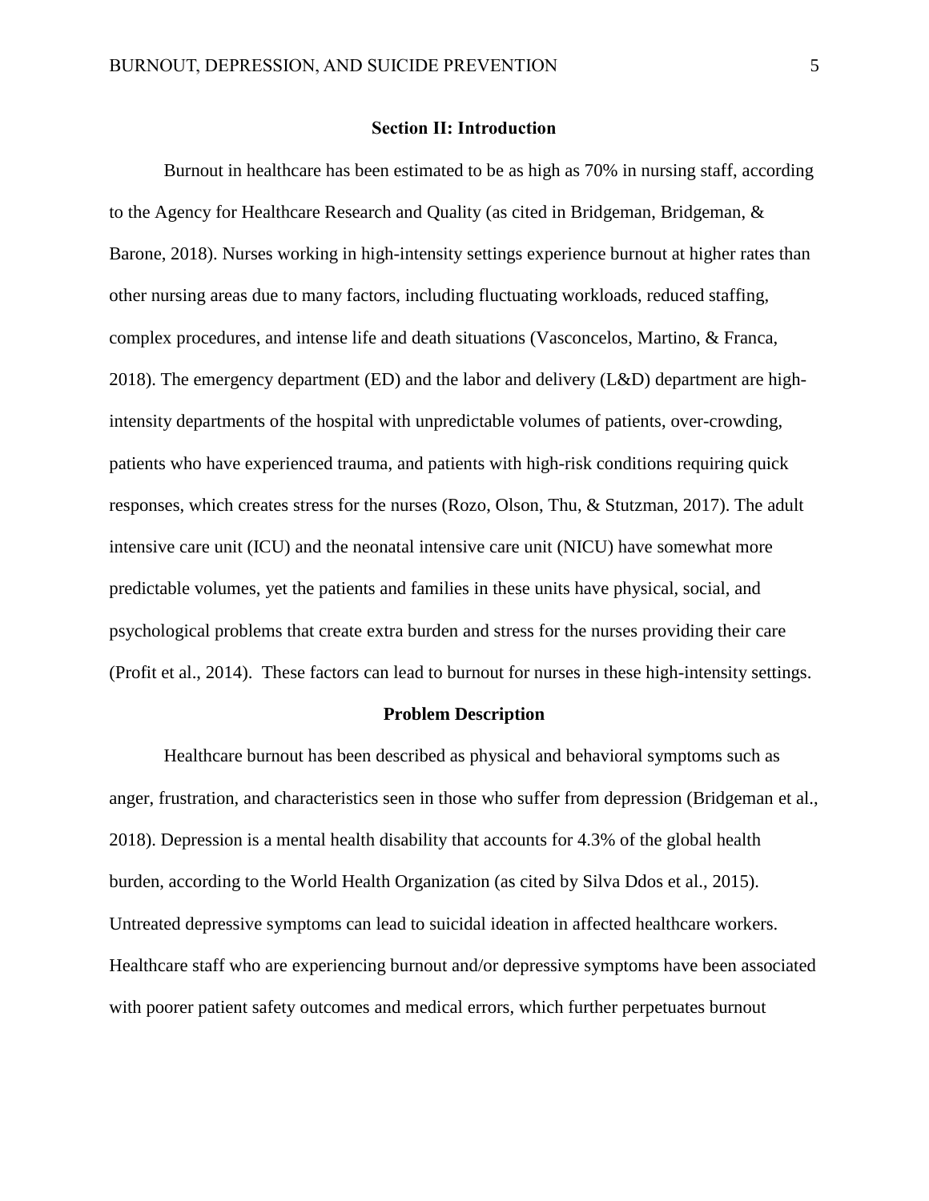## Section II: Introduction

Burnout in healthcare has been estimated to be as high as 70% in nursing staff, according to the Agency for Healthcare Research and Quality (as cited in Bridgeman, Bridgeman, & Barone, 2018). Nurses working in high-intensity settings experience burnout at higher rates than other nursing areas due to many factors, including fluctuating workloads, reduced staffing, complex procedures, and intense life and death situations (Vasconcelos, Martino, & Franca, 2018). The emergency department (ED) and the labor and delivery (L&D) department are high-intensity departments of the hospital with unpredictable volumes of patients, over-crowding, patients who have experienced trauma, and patients with high-risk conditions requiring quick responses, which creates stress for the nurses (Rozo, Olson, Thu, & Stutzman, 2017). The adult intensive care unit (ICU) and the neonatal intensive care unit (NICU) have somewhat more predictable volumes, yet the patients and families in these units have physical, social, and psychological problems that create extra burden and stress for the nurses providing their care (Profit et al., 2014). These factors can lead to burnout for nurses in these high-intensity settings.

### Problem Description

Healthcare burnout has been described as physical and behavioral symptoms such as anger, frustration, and characteristics seen in those who suffer from depression (Bridgeman et al., 2018). Depression is a mental health disability that accounts for 4.3% of the global health burden, according to the World Health Organization (as cited by Silva Ddos et al., 2015). Untreated depressive symptoms can lead to suicidal ideation in affected healthcare workers. Healthcare staff who are experiencing burnout and/or depressive symptoms have been associated with poorer patient safety outcomes and medical errors, which further perpetuates burnout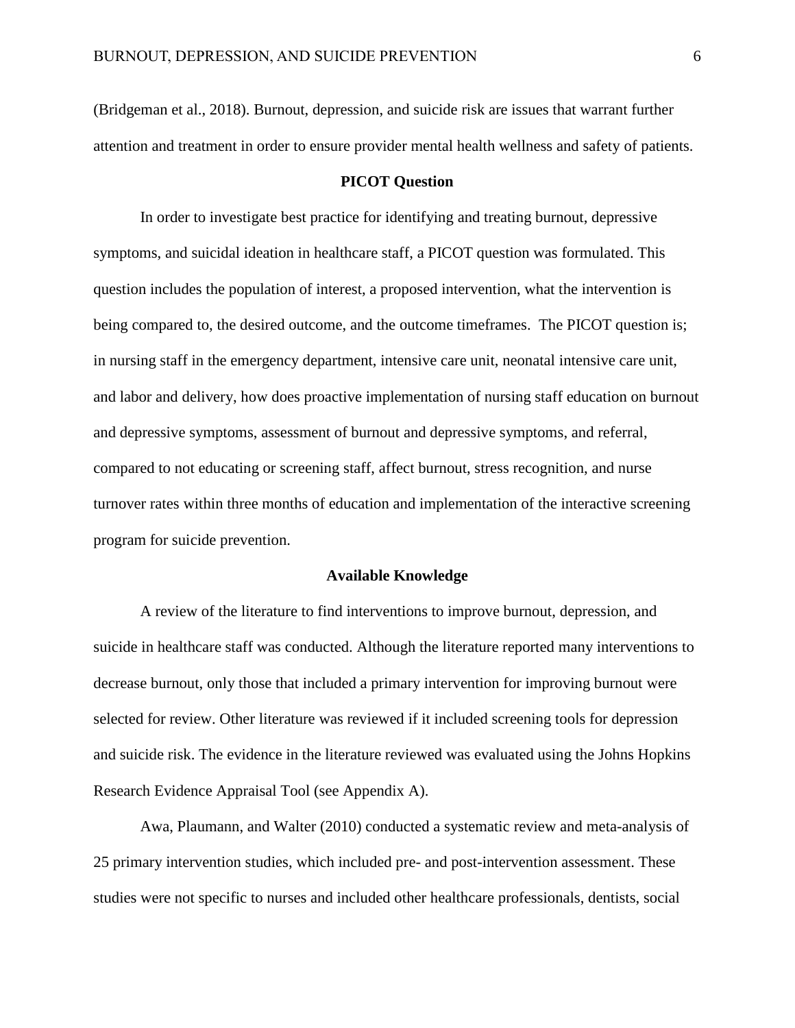(Bridgeman et al., 2018). Burnout, depression, and suicide risk are issues that warrant further attention and treatment in order to ensure provider mental health wellness and safety of patients.

## PICOT Question

In order to investigate best practice for identifying and treating burnout, depressive symptoms, and suicidal ideation in healthcare staff, a PICOT question was formulated. This question includes the population of interest, a proposed intervention, what the intervention is being compared to, the desired outcome, and the outcome timeframes. The PICOT question is; in nursing staff in the emergency department, intensive care unit, neonatal intensive care unit, and labor and delivery, how does proactive implementation of nursing staff education on burnout and depressive symptoms, assessment of burnout and depressive symptoms, and referral, compared to not educating or screening staff, affect burnout, stress recognition, and nurse turnover rates within three months of education and implementation of the interactive screening program for suicide prevention.

## Available Knowledge

A review of the literature to find interventions to improve burnout, depression, and suicide in healthcare staff was conducted. Although the literature reported many interventions to decrease burnout, only those that included a primary intervention for improving burnout were selected for review. Other literature was reviewed if it included screening tools for depression and suicide risk. The evidence in the literature reviewed was evaluated using the Johns Hopkins Research Evidence Appraisal Tool (see Appendix A).

Awa, Plaumann, and Walter (2010) conducted a systematic review and meta-analysis of 25 primary intervention studies, which included pre- and post-intervention assessment. These studies were not specific to nurses and included other healthcare professionals, dentists, social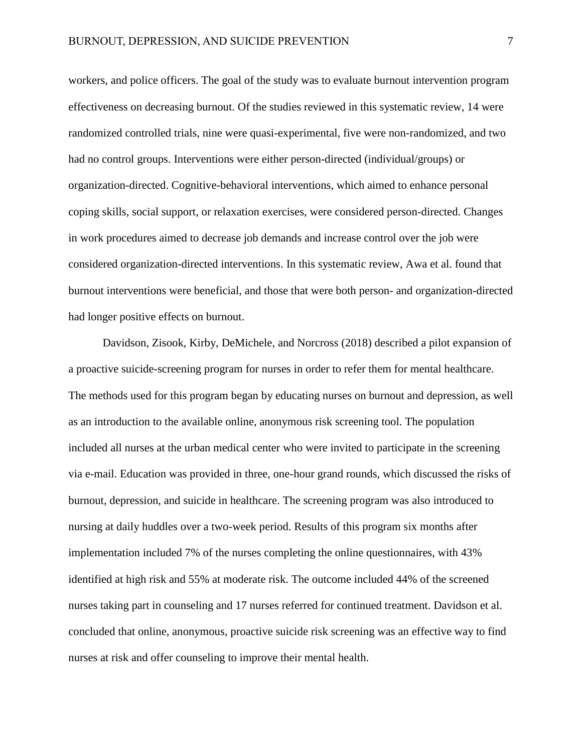workers, and police officers. The goal of the study was to evaluate burnout intervention program effectiveness on decreasing burnout. Of the studies reviewed in this systematic review, 14 were randomized controlled trials, nine were quasi-experimental, five were non-randomized, and two had no control groups. Interventions were either person-directed (individual/groups) or organization-directed. Cognitive-behavioral interventions, which aimed to enhance personal coping skills, social support, or relaxation exercises, were considered person-directed. Changes in work procedures aimed to decrease job demands and increase control over the job were considered organization-directed interventions. In this systematic review, Awa et al. found that burnout interventions were beneficial, and those that were both person- and organization-directed had longer positive effects on burnout.

Davidson, Zisook, Kirby, DeMichele, and Norcross (2018) described a pilot expansion of a proactive suicide-screening program for nurses in order to refer them for mental healthcare. The methods used for this program began by educating nurses on burnout and depression, as well as an introduction to the available online, anonymous risk screening tool. The population included all nurses at the urban medical center who were invited to participate in the screening via e-mail. Education was provided in three, one-hour grand rounds, which discussed the risks of burnout, depression, and suicide in healthcare. The screening program was also introduced to nursing at daily huddles over a two-week period. Results of this program six months after implementation included 7% of the nurses completing the online questionnaires, with 43% identified at high risk and 55% at moderate risk. The outcome included 44% of the screened nurses taking part in counseling and 17 nurses referred for continued treatment. Davidson et al. concluded that online, anonymous, proactive suicide risk screening was an effective way to find nurses at risk and offer counseling to improve their mental health.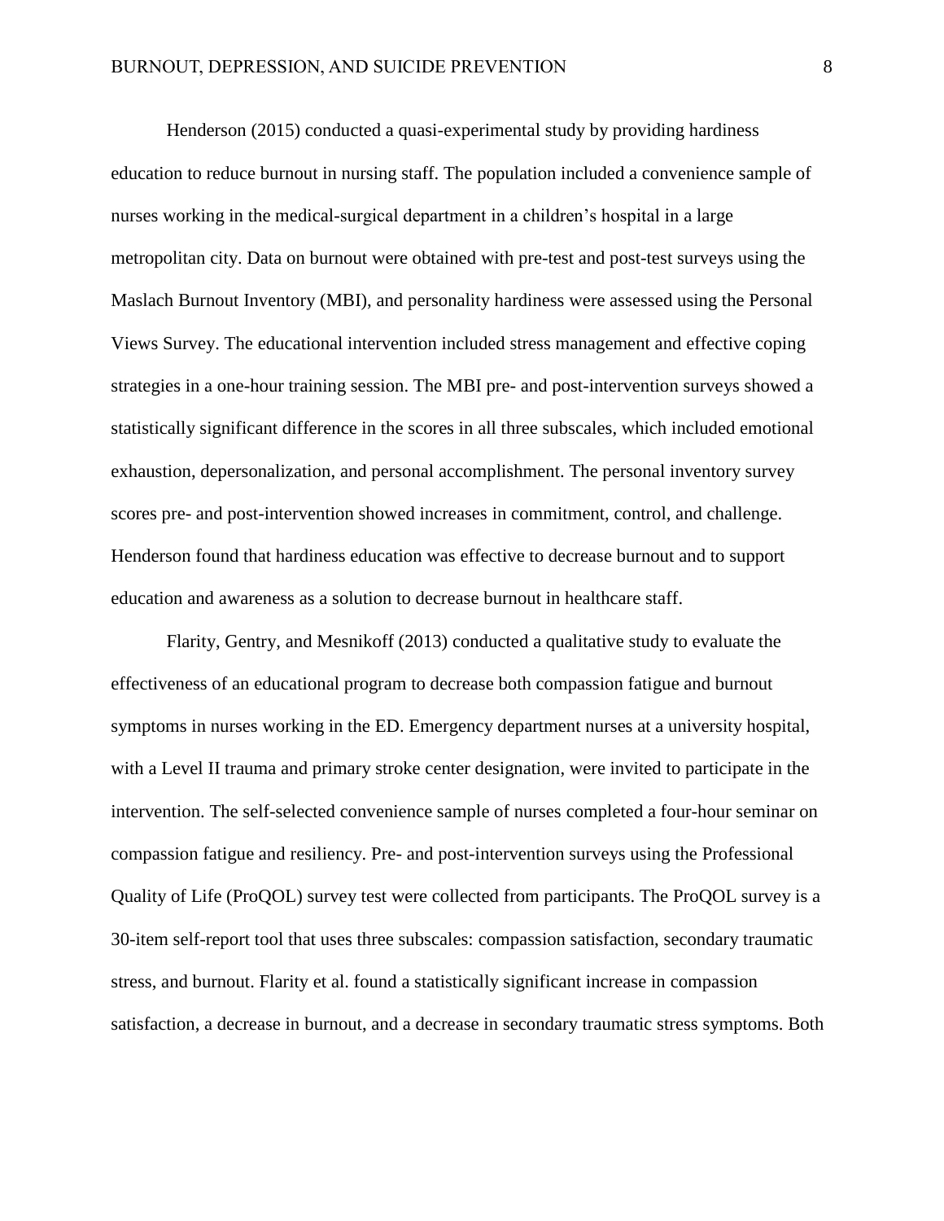Henderson (2015) conducted a quasi-experimental study by providing hardiness education to reduce burnout in nursing staff. The population included a convenience sample of nurses working in the medical-surgical department in a children's hospital in a large metropolitan city. Data on burnout were obtained with pre-test and post-test surveys using the Maslach Burnout Inventory (MBI), and personality hardiness were assessed using the Personal Views Survey. The educational intervention included stress management and effective coping strategies in a one-hour training session. The MBI pre- and post-intervention surveys showed a statistically significant difference in the scores in all three subscales, which included emotional exhaustion, depersonalization, and personal accomplishment. The personal inventory survey scores pre- and post-intervention showed increases in commitment, control, and challenge. Henderson found that hardiness education was effective to decrease burnout and to support education and awareness as a solution to decrease burnout in healthcare staff.

Flarity, Gentry, and Mesnikoff (2013) conducted a qualitative study to evaluate the effectiveness of an educational program to decrease both compassion fatigue and burnout symptoms in nurses working in the ED. Emergency department nurses at a university hospital, with a Level II trauma and primary stroke center designation, were invited to participate in the intervention. The self-selected convenience sample of nurses completed a four-hour seminar on compassion fatigue and resiliency. Pre- and post-intervention surveys using the Professional Quality of Life (ProQOL) survey test were collected from participants. The ProQOL survey is a 30-item self-report tool that uses three subscales: compassion satisfaction, secondary traumatic stress, and burnout. Flarity et al. found a statistically significant increase in compassion satisfaction, a decrease in burnout, and a decrease in secondary traumatic stress symptoms. Both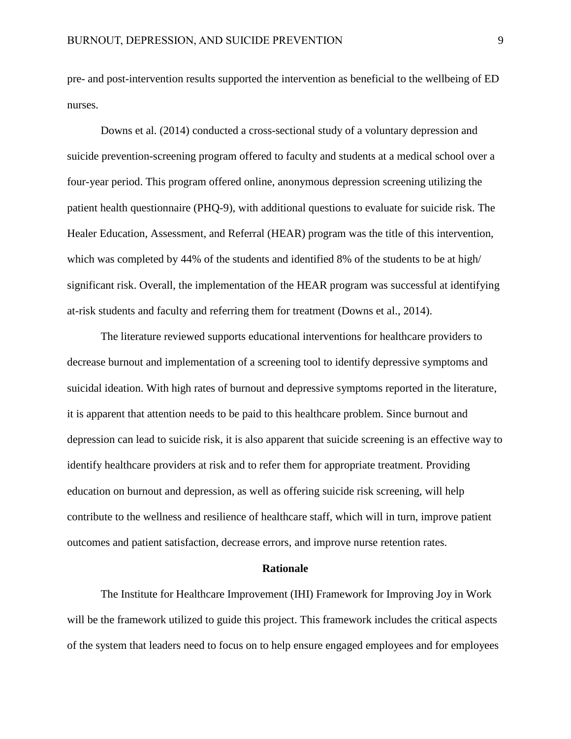pre- and post-intervention results supported the intervention as beneficial to the wellbeing of ED nurses.

Downs et al. (2014) conducted a cross-sectional study of a voluntary depression and suicide prevention-screening program offered to faculty and students at a medical school over a four-year period. This program offered online, anonymous depression screening utilizing the patient health questionnaire (PHQ-9), with additional questions to evaluate for suicide risk. The Healer Education, Assessment, and Referral (HEAR) program was the title of this intervention, which was completed by 44% of the students and identified 8% of the students to be at high/ significant risk. Overall, the implementation of the HEAR program was successful at identifying at-risk students and faculty and referring them for treatment (Downs et al., 2014).

The literature reviewed supports educational interventions for healthcare providers to decrease burnout and implementation of a screening tool to identify depressive symptoms and suicidal ideation. With high rates of burnout and depressive symptoms reported in the literature, it is apparent that attention needs to be paid to this healthcare problem. Since burnout and depression can lead to suicide risk, it is also apparent that suicide screening is an effective way to identify healthcare providers at risk and to refer them for appropriate treatment. Providing education on burnout and depression, as well as offering suicide risk screening, will help contribute to the wellness and resilience of healthcare staff, which will in turn, improve patient outcomes and patient satisfaction, decrease errors, and improve nurse retention rates.

## Rationale

The Institute for Healthcare Improvement (IHI) Framework for Improving Joy in Work will be the framework utilized to guide this project. This framework includes the critical aspects of the system that leaders need to focus on to help ensure engaged employees and for employees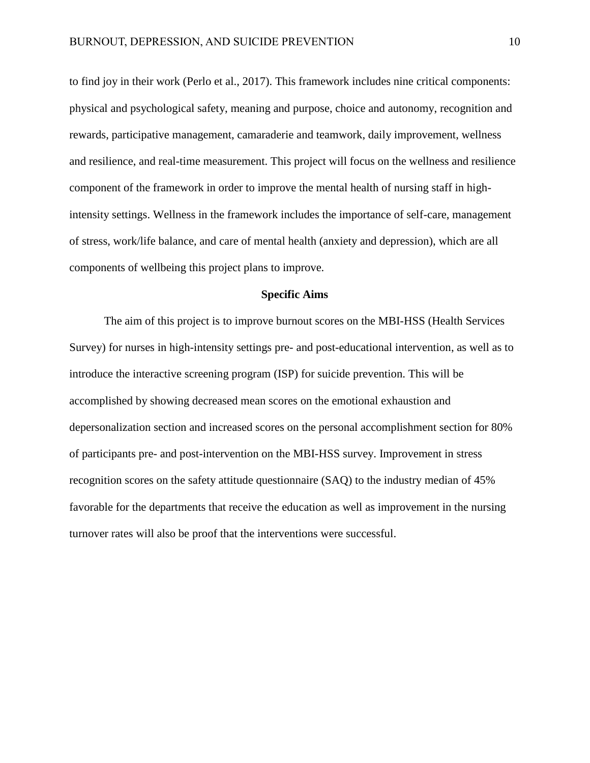to find joy in their work (Perlo et al., 2017). This framework includes nine critical components: physical and psychological safety, meaning and purpose, choice and autonomy, recognition and rewards, participative management, camaraderie and teamwork, daily improvement, wellness and resilience, and real-time measurement. This project will focus on the wellness and resilience component of the framework in order to improve the mental health of nursing staff in high-intensity settings. Wellness in the framework includes the importance of self-care, management of stress, work/life balance, and care of mental health (anxiety and depression), which are all components of wellbeing this project plans to improve.

## Specific Aims

The aim of this project is to improve burnout scores on the MBI-HSS (Health Services Survey) for nurses in high-intensity settings pre- and post-educational intervention, as well as to introduce the interactive screening program (ISP) for suicide prevention. This will be accomplished by showing decreased mean scores on the emotional exhaustion and depersonalization section and increased scores on the personal accomplishment section for 80% of participants pre- and post-intervention on the MBI-HSS survey. Improvement in stress recognition scores on the safety attitude questionnaire (SAQ) to the industry median of 45% favorable for the departments that receive the education as well as improvement in the nursing turnover rates will also be proof that the interventions were successful.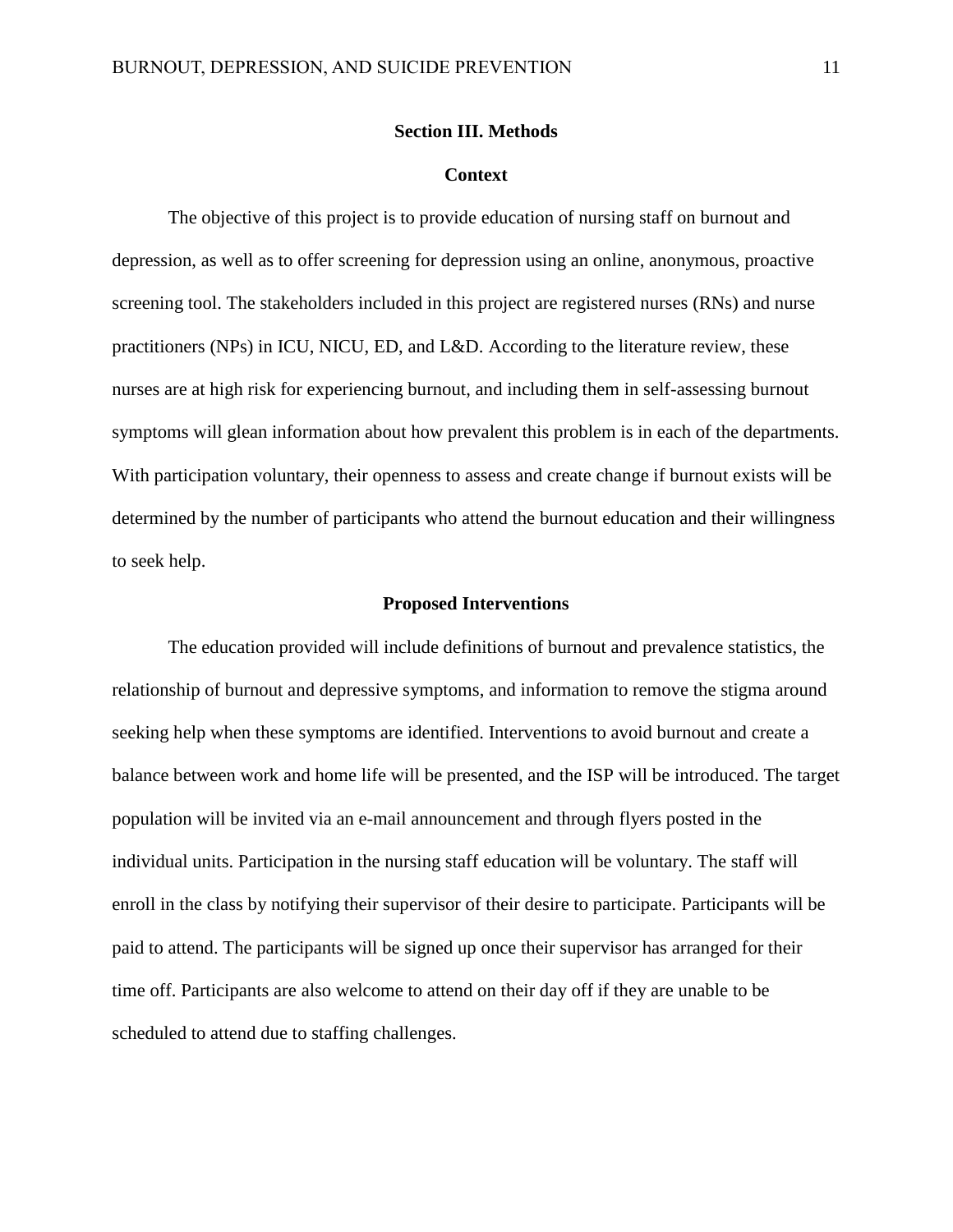## Section III. Methods

### Context

The objective of this project is to provide education of nursing staff on burnout and depression, as well as to offer screening for depression using an online, anonymous, proactive screening tool. The stakeholders included in this project are registered nurses (RNs) and nurse practitioners (NPs) in ICU, NICU, ED, and L&D. According to the literature review, these nurses are at high risk for experiencing burnout, and including them in self-assessing burnout symptoms will glean information about how prevalent this problem is in each of the departments. With participation voluntary, their openness to assess and create change if burnout exists will be determined by the number of participants who attend the burnout education and their willingness to seek help.

### Proposed Interventions

The education provided will include definitions of burnout and prevalence statistics, the relationship of burnout and depressive symptoms, and information to remove the stigma around seeking help when these symptoms are identified. Interventions to avoid burnout and create a balance between work and home life will be presented, and the ISP will be introduced. The target population will be invited via an e-mail announcement and through flyers posted in the individual units. Participation in the nursing staff education will be voluntary. The staff will enroll in the class by notifying their supervisor of their desire to participate. Participants will be paid to attend. The participants will be signed up once their supervisor has arranged for their time off. Participants are also welcome to attend on their day off if they are unable to be scheduled to attend due to staffing challenges.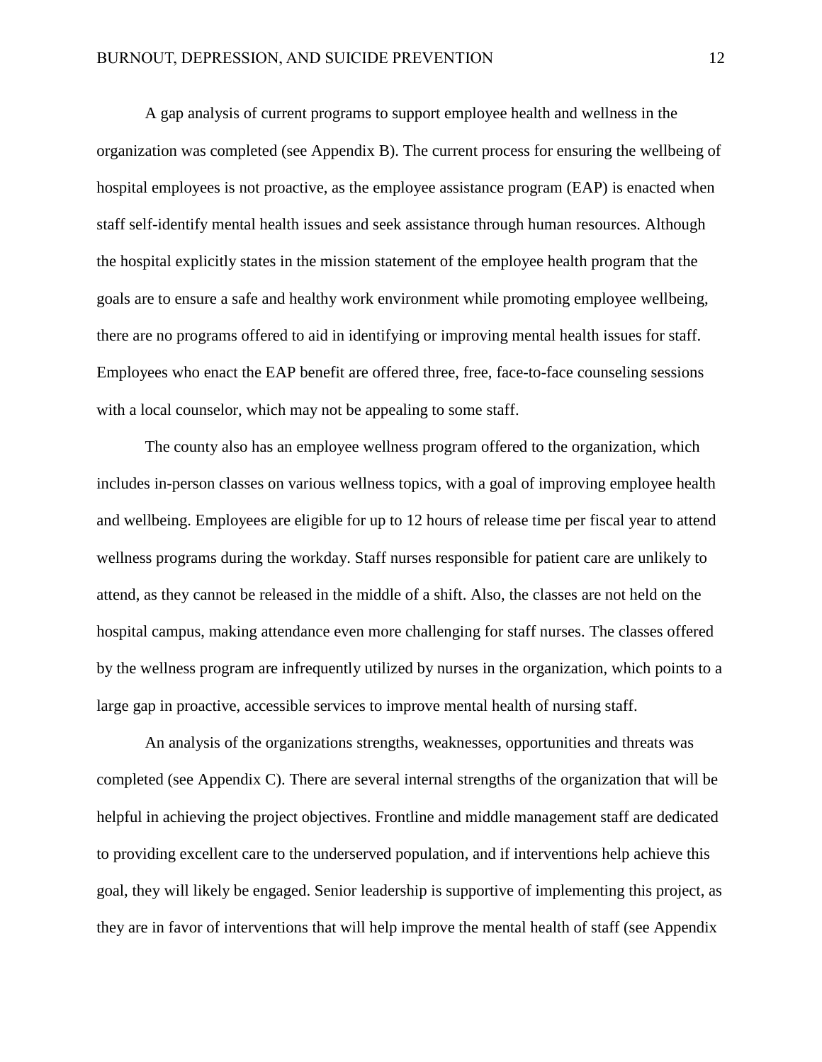A gap analysis of current programs to support employee health and wellness in the organization was completed (see Appendix B). The current process for ensuring the wellbeing of hospital employees is not proactive, as the employee assistance program (EAP) is enacted when staff self-identify mental health issues and seek assistance through human resources. Although the hospital explicitly states in the mission statement of the employee health program that the goals are to ensure a safe and healthy work environment while promoting employee wellbeing, there are no programs offered to aid in identifying or improving mental health issues for staff. Employees who enact the EAP benefit are offered three, free, face-to-face counseling sessions with a local counselor, which may not be appealing to some staff.

The county also has an employee wellness program offered to the organization, which includes in-person classes on various wellness topics, with a goal of improving employee health and wellbeing. Employees are eligible for up to 12 hours of release time per fiscal year to attend wellness programs during the workday. Staff nurses responsible for patient care are unlikely to attend, as they cannot be released in the middle of a shift. Also, the classes are not held on the hospital campus, making attendance even more challenging for staff nurses. The classes offered by the wellness program are infrequently utilized by nurses in the organization, which points to a large gap in proactive, accessible services to improve mental health of nursing staff.

An analysis of the organizations strengths, weaknesses, opportunities and threats was completed (see Appendix C). There are several internal strengths of the organization that will be helpful in achieving the project objectives. Frontline and middle management staff are dedicated to providing excellent care to the underserved population, and if interventions help achieve this goal, they will likely be engaged. Senior leadership is supportive of implementing this project, as they are in favor of interventions that will help improve the mental health of staff (see Appendix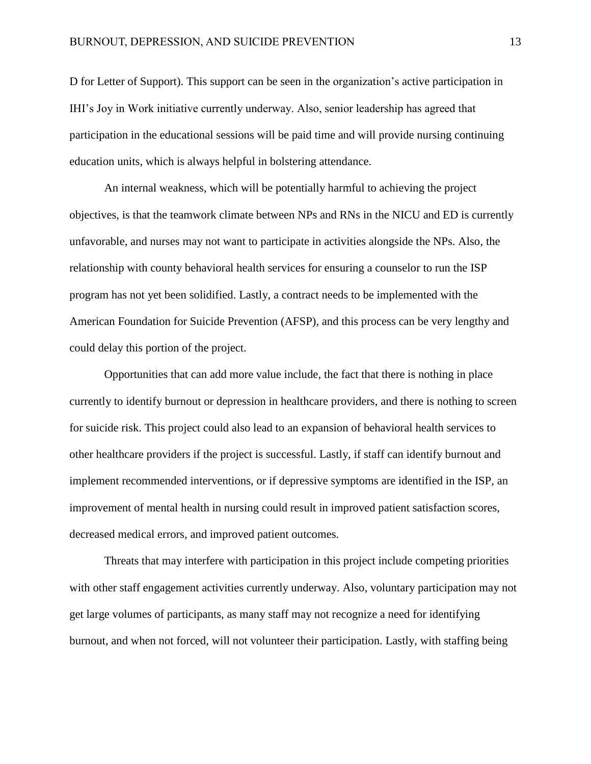D for Letter of Support). This support can be seen in the organization's active participation in IHI's Joy in Work initiative currently underway. Also, senior leadership has agreed that participation in the educational sessions will be paid time and will provide nursing continuing education units, which is always helpful in bolstering attendance.

An internal weakness, which will be potentially harmful to achieving the project objectives, is that the teamwork climate between NPs and RNs in the NICU and ED is currently unfavorable, and nurses may not want to participate in activities alongside the NPs. Also, the relationship with county behavioral health services for ensuring a counselor to run the ISP program has not yet been solidified. Lastly, a contract needs to be implemented with the American Foundation for Suicide Prevention (AFSP), and this process can be very lengthy and could delay this portion of the project.

Opportunities that can add more value include, the fact that there is nothing in place currently to identify burnout or depression in healthcare providers, and there is nothing to screen for suicide risk. This project could also lead to an expansion of behavioral health services to other healthcare providers if the project is successful. Lastly, if staff can identify burnout and implement recommended interventions, or if depressive symptoms are identified in the ISP, an improvement of mental health in nursing could result in improved patient satisfaction scores, decreased medical errors, and improved patient outcomes.

Threats that may interfere with participation in this project include competing priorities with other staff engagement activities currently underway. Also, voluntary participation may not get large volumes of participants, as many staff may not recognize a need for identifying burnout, and when not forced, will not volunteer their participation. Lastly, with staffing being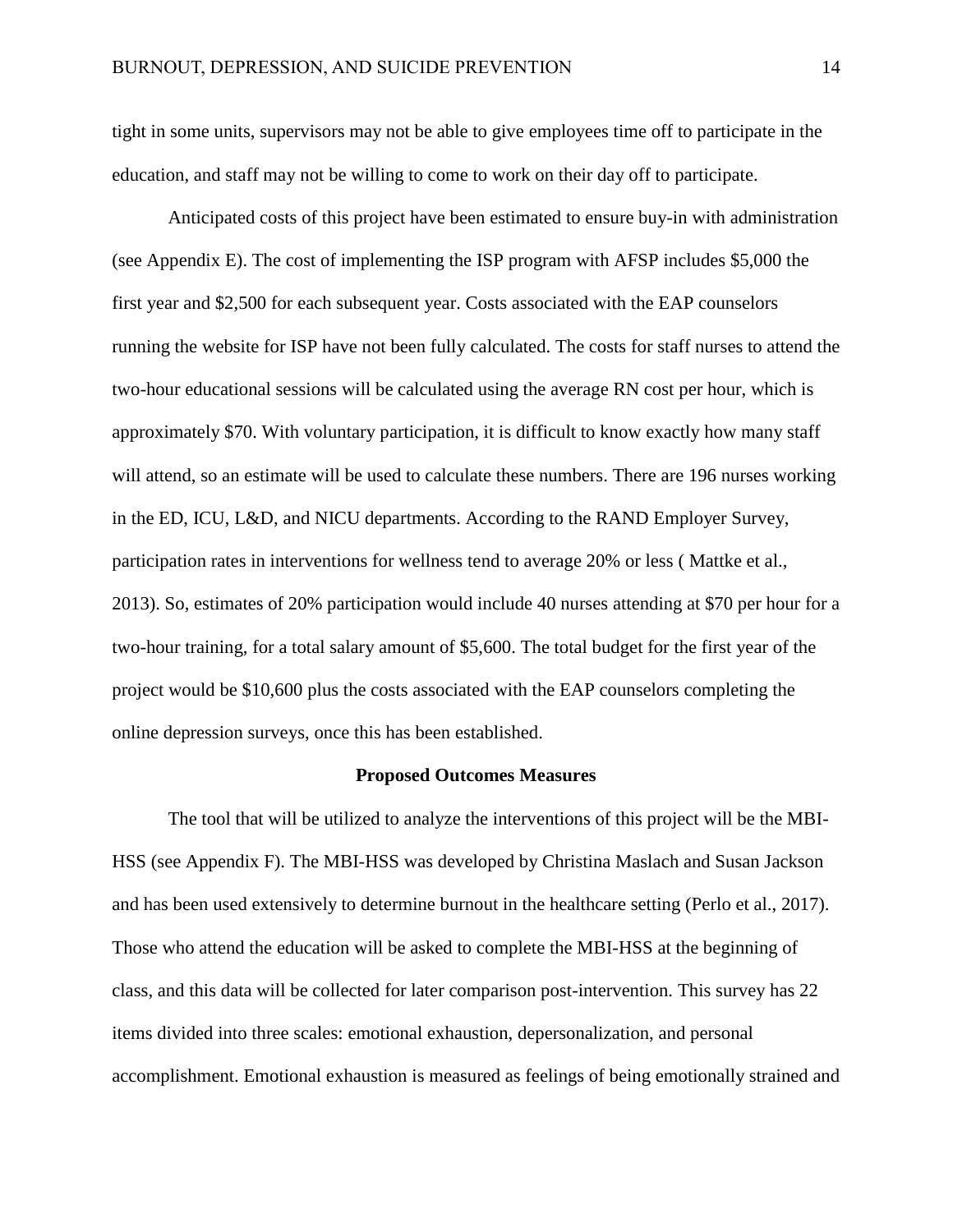tight in some units, supervisors may not be able to give employees time off to participate in the education, and staff may not be willing to come to work on their day off to participate.

Anticipated costs of this project have been estimated to ensure buy-in with administration (see Appendix E). The cost of implementing the ISP program with AFSP includes $5,000 the first year and $2,500 for each subsequent year. Costs associated with the EAP counselors running the website for ISP have not been fully calculated. The costs for staff nurses to attend the two-hour educational sessions will be calculated using the average RN cost per hour, which is approximately $70. With voluntary participation, it is difficult to know exactly how many staff will attend, so an estimate will be used to calculate these numbers. There are 196 nurses working in the ED, ICU, L&D, and NICU departments. According to the RAND Employer Survey, participation rates in interventions for wellness tend to average 20% or less ( Mattke et al., 2013). So, estimates of 20% participation would include 40 nurses attending at $70 per hour for a two-hour training, for a total salary amount of $5,600. The total budget for the first year of the project would be $10,600 plus the costs associated with the EAP counselors completing the online depression surveys, once this has been established.

## Proposed Outcomes Measures

The tool that will be utilized to analyze the interventions of this project will be the MBI-HSS (see Appendix F). The MBI-HSS was developed by Christina Maslach and Susan Jackson and has been used extensively to determine burnout in the healthcare setting (Perlo et al., 2017). Those who attend the education will be asked to complete the MBI-HSS at the beginning of class, and this data will be collected for later comparison post-intervention. This survey has 22 items divided into three scales: emotional exhaustion, depersonalization, and personal accomplishment. Emotional exhaustion is measured as feelings of being emotionally strained and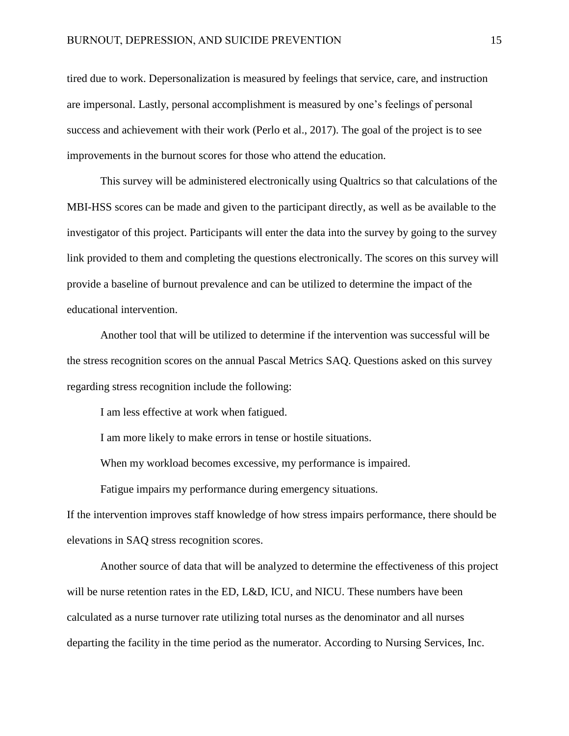tired due to work. Depersonalization is measured by feelings that service, care, and instruction are impersonal. Lastly, personal accomplishment is measured by one's feelings of personal success and achievement with their work (Perlo et al., 2017). The goal of the project is to see improvements in the burnout scores for those who attend the education.

This survey will be administered electronically using Qualtrics so that calculations of the MBI-HSS scores can be made and given to the participant directly, as well as be available to the investigator of this project. Participants will enter the data into the survey by going to the survey link provided to them and completing the questions electronically. The scores on this survey will provide a baseline of burnout prevalence and can be utilized to determine the impact of the educational intervention.

Another tool that will be utilized to determine if the intervention was successful will be the stress recognition scores on the annual Pascal Metrics SAQ. Questions asked on this survey regarding stress recognition include the following:

I am less effective at work when fatigued.

I am more likely to make errors in tense or hostile situations.

When my workload becomes excessive, my performance is impaired.

Fatigue impairs my performance during emergency situations.

If the intervention improves staff knowledge of how stress impairs performance, there should be elevations in SAQ stress recognition scores.

Another source of data that will be analyzed to determine the effectiveness of this project will be nurse retention rates in the ED, L&D, ICU, and NICU. These numbers have been calculated as a nurse turnover rate utilizing total nurses as the denominator and all nurses departing the facility in the time period as the numerator. According to Nursing Services, Inc.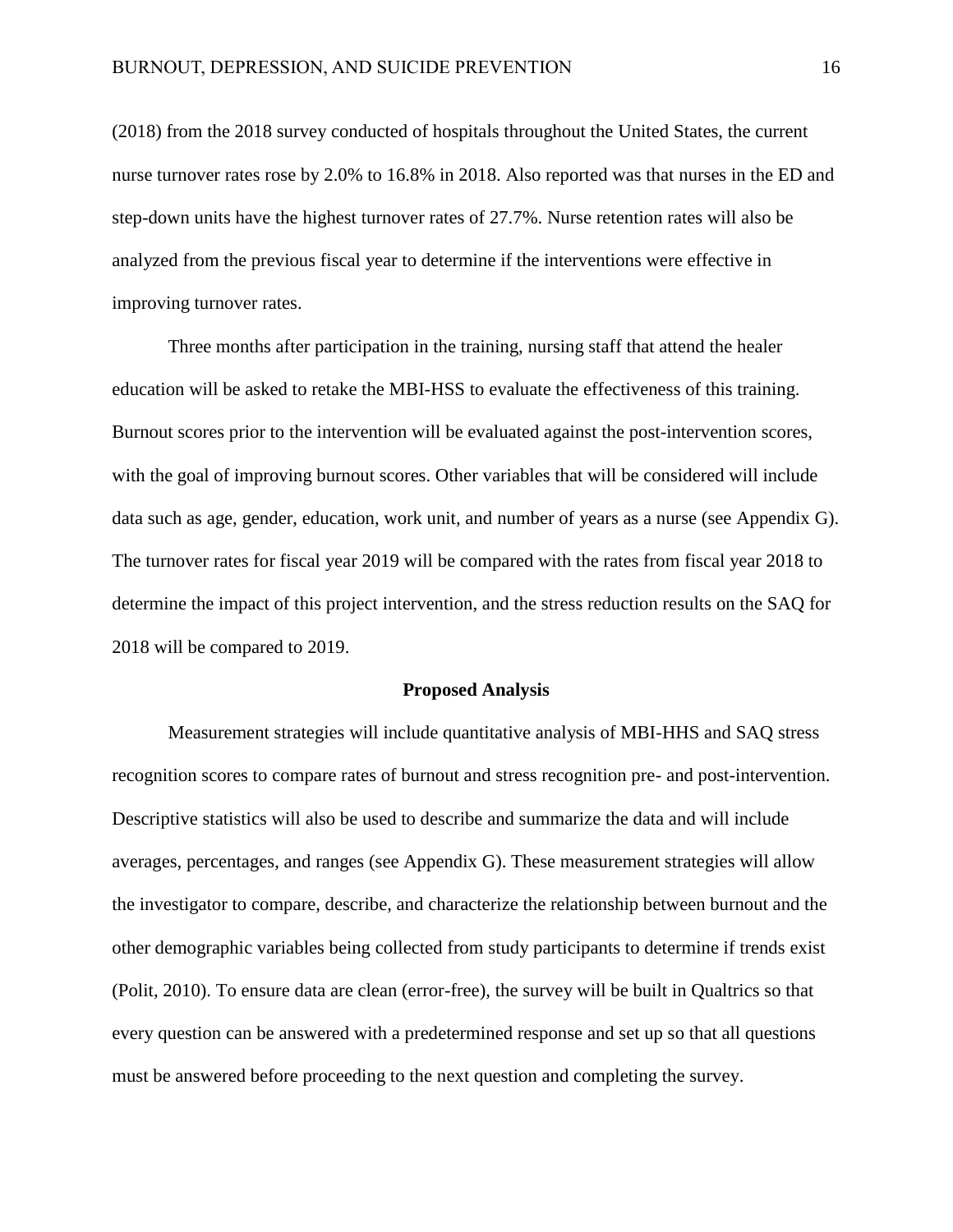(2018) from the 2018 survey conducted of hospitals throughout the United States, the current nurse turnover rates rose by 2.0% to 16.8% in 2018. Also reported was that nurses in the ED and step-down units have the highest turnover rates of 27.7%. Nurse retention rates will also be analyzed from the previous fiscal year to determine if the interventions were effective in improving turnover rates.

Three months after participation in the training, nursing staff that attend the healer education will be asked to retake the MBI-HSS to evaluate the effectiveness of this training. Burnout scores prior to the intervention will be evaluated against the post-intervention scores, with the goal of improving burnout scores. Other variables that will be considered will include data such as age, gender, education, work unit, and number of years as a nurse (see Appendix G). The turnover rates for fiscal year 2019 will be compared with the rates from fiscal year 2018 to determine the impact of this project intervention, and the stress reduction results on the SAQ for 2018 will be compared to 2019.

## Proposed Analysis

Measurement strategies will include quantitative analysis of MBI-HHS and SAQ stress recognition scores to compare rates of burnout and stress recognition pre- and post-intervention. Descriptive statistics will also be used to describe and summarize the data and will include averages, percentages, and ranges (see Appendix G). These measurement strategies will allow the investigator to compare, describe, and characterize the relationship between burnout and the other demographic variables being collected from study participants to determine if trends exist (Polit, 2010). To ensure data are clean (error-free), the survey will be built in Qualtrics so that every question can be answered with a predetermined response and set up so that all questions must be answered before proceeding to the next question and completing the survey.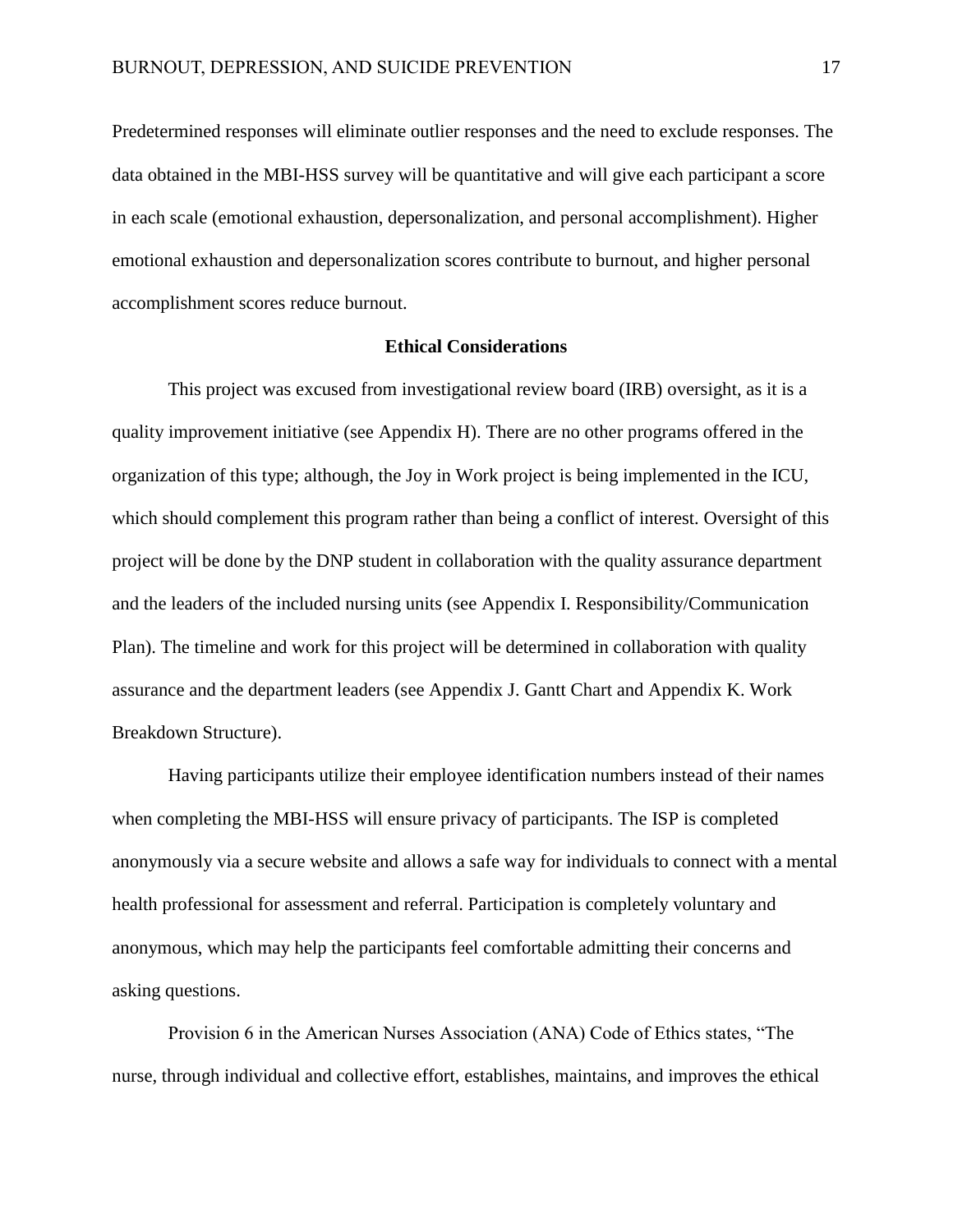Predetermined responses will eliminate outlier responses and the need to exclude responses. The data obtained in the MBI-HSS survey will be quantitative and will give each participant a score in each scale (emotional exhaustion, depersonalization, and personal accomplishment). Higher emotional exhaustion and depersonalization scores contribute to burnout, and higher personal accomplishment scores reduce burnout.

## Ethical Considerations

This project was excused from investigational review board (IRB) oversight, as it is a quality improvement initiative (see Appendix H). There are no other programs offered in the organization of this type; although, the Joy in Work project is being implemented in the ICU, which should complement this program rather than being a conflict of interest. Oversight of this project will be done by the DNP student in collaboration with the quality assurance department and the leaders of the included nursing units (see Appendix I. Responsibility/Communication Plan). The timeline and work for this project will be determined in collaboration with quality assurance and the department leaders (see Appendix J. Gantt Chart and Appendix K. Work Breakdown Structure).

Having participants utilize their employee identification numbers instead of their names when completing the MBI-HSS will ensure privacy of participants. The ISP is completed anonymously via a secure website and allows a safe way for individuals to connect with a mental health professional for assessment and referral. Participation is completely voluntary and anonymous, which may help the participants feel comfortable admitting their concerns and asking questions.

Provision 6 in the American Nurses Association (ANA) Code of Ethics states, "The nurse, through individual and collective effort, establishes, maintains, and improves the ethical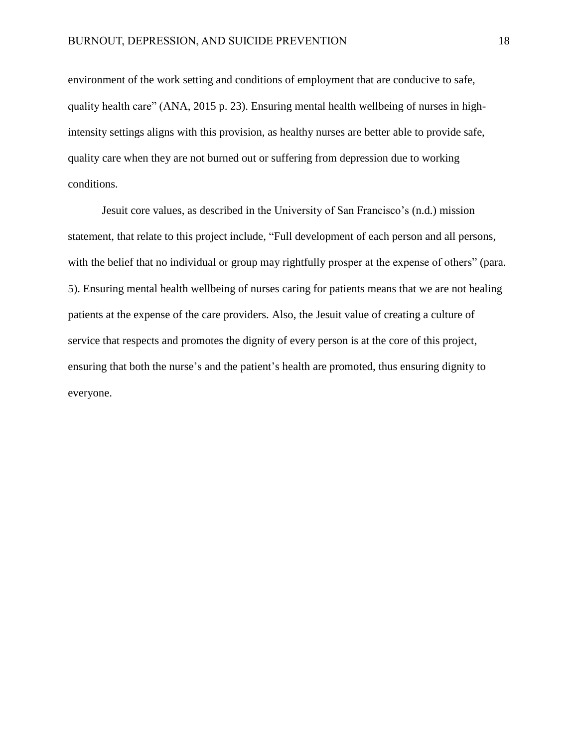environment of the work setting and conditions of employment that are conducive to safe, quality health care" (ANA, 2015 p. 23). Ensuring mental health wellbeing of nurses in high-intensity settings aligns with this provision, as healthy nurses are better able to provide safe, quality care when they are not burned out or suffering from depression due to working conditions.

Jesuit core values, as described in the University of San Francisco's (n.d.) mission statement, that relate to this project include, "Full development of each person and all persons, with the belief that no individual or group may rightfully prosper at the expense of others" (para. 5). Ensuring mental health wellbeing of nurses caring for patients means that we are not healing patients at the expense of the care providers. Also, the Jesuit value of creating a culture of service that respects and promotes the dignity of every person is at the core of this project, ensuring that both the nurse's and the patient's health are promoted, thus ensuring dignity to everyone.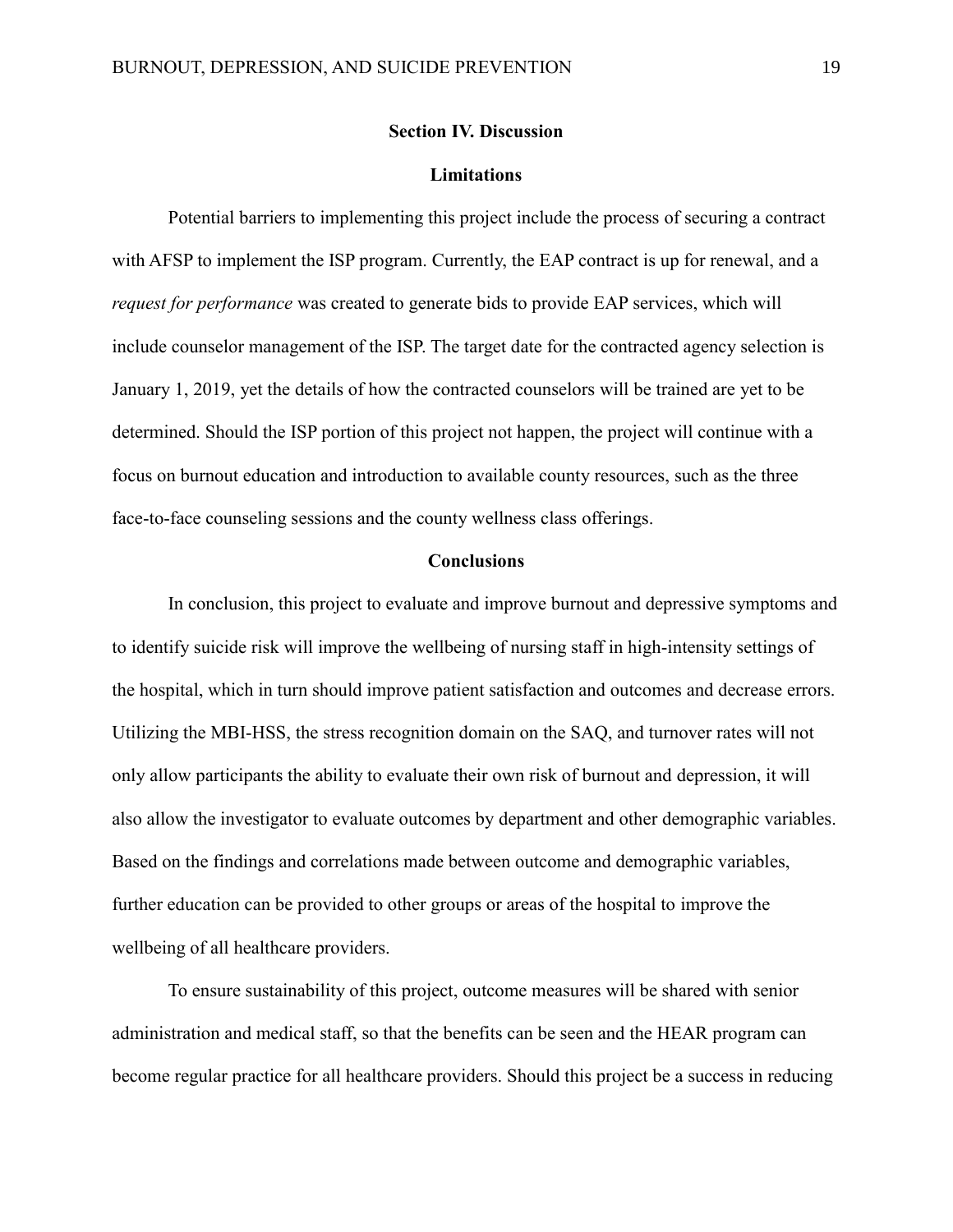## Section IV. Discussion

### Limitations

Potential barriers to implementing this project include the process of securing a contract with AFSP to implement the ISP program. Currently, the EAP contract is up for renewal, and a *request for performance* was created to generate bids to provide EAP services, which will include counselor management of the ISP. The target date for the contracted agency selection is January 1, 2019, yet the details of how the contracted counselors will be trained are yet to be determined. Should the ISP portion of this project not happen, the project will continue with a focus on burnout education and introduction to available county resources, such as the three face-to-face counseling sessions and the county wellness class offerings.

### Conclusions

In conclusion, this project to evaluate and improve burnout and depressive symptoms and to identify suicide risk will improve the wellbeing of nursing staff in high-intensity settings of the hospital, which in turn should improve patient satisfaction and outcomes and decrease errors. Utilizing the MBI-HSS, the stress recognition domain on the SAQ, and turnover rates will not only allow participants the ability to evaluate their own risk of burnout and depression, it will also allow the investigator to evaluate outcomes by department and other demographic variables. Based on the findings and correlations made between outcome and demographic variables, further education can be provided to other groups or areas of the hospital to improve the wellbeing of all healthcare providers.

To ensure sustainability of this project, outcome measures will be shared with senior administration and medical staff, so that the benefits can be seen and the HEAR program can become regular practice for all healthcare providers. Should this project be a success in reducing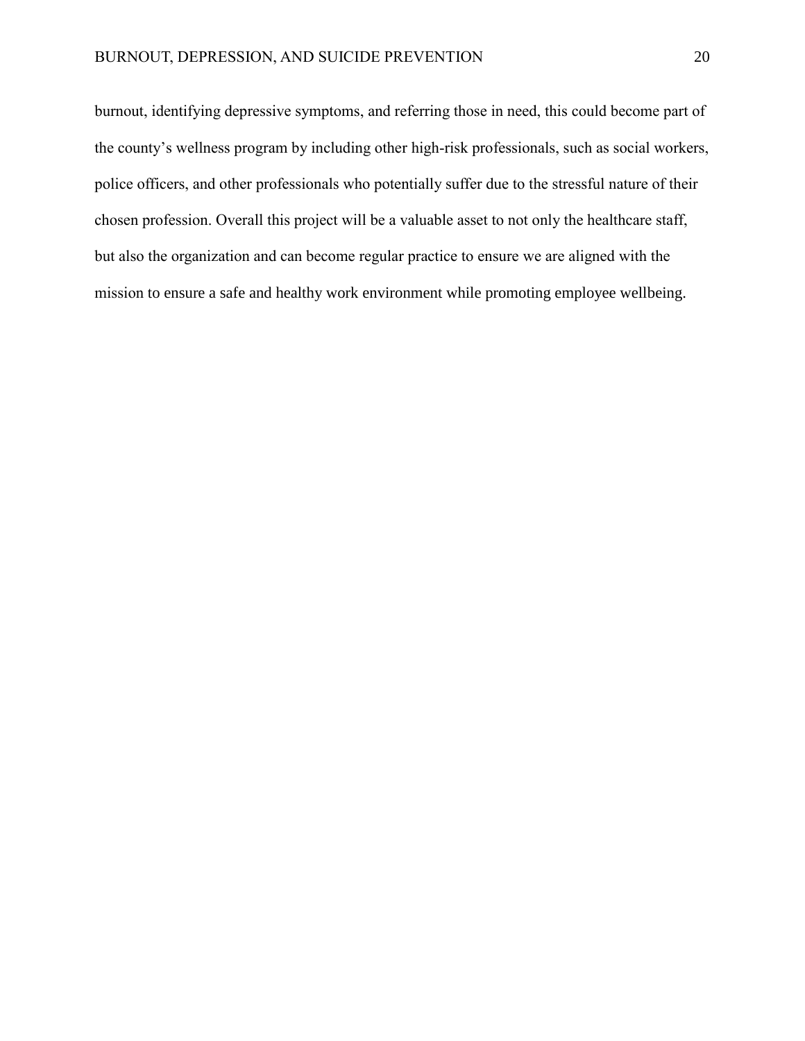burnout, identifying depressive symptoms, and referring those in need, this could become part of the county's wellness program by including other high-risk professionals, such as social workers, police officers, and other professionals who potentially suffer due to the stressful nature of their chosen profession. Overall this project will be a valuable asset to not only the healthcare staff, but also the organization and can become regular practice to ensure we are aligned with the mission to ensure a safe and healthy work environment while promoting employee wellbeing.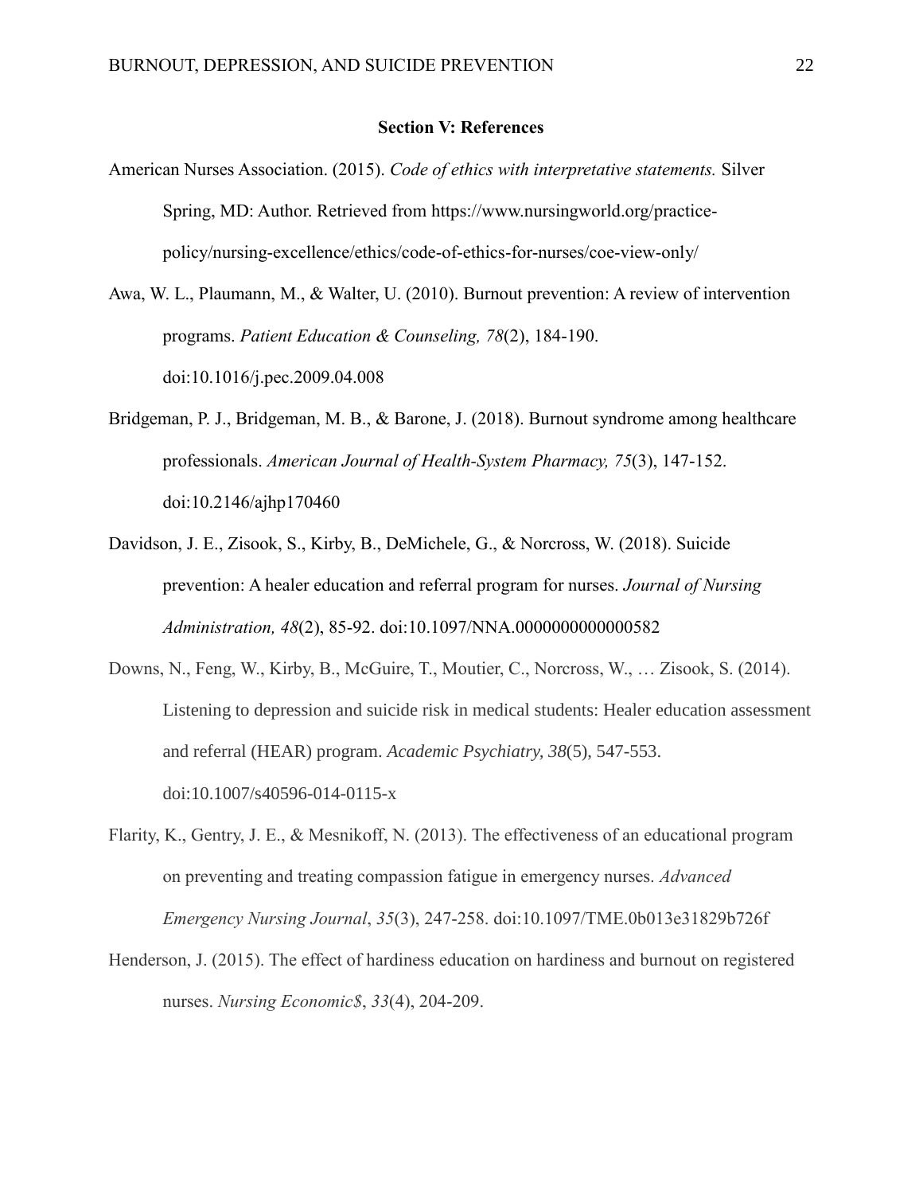**Section V: References**

American Nurses Association. (2015). *Code of ethics with interpretative statements.* Silver Spring, MD: Author. Retrieved from https://www.nursingworld.org/practice-policy/nursing-excellence/ethics/code-of-ethics-for-nurses/coe-view-only/

Awa, W. L., Plaumann, M., & Walter, U. (2010). Burnout prevention: A review of intervention programs. *Patient Education & Counseling, 78*(2), 184-190. doi:10.1016/j.pec.2009.04.008

Bridgeman, P. J., Bridgeman, M. B., & Barone, J. (2018). Burnout syndrome among healthcare professionals. *American Journal of Health-System Pharmacy, 75*(3), 147-152. doi:10.2146/ajhp170460

Davidson, J. E., Zisook, S., Kirby, B., DeMichele, G., & Norcross, W. (2018). Suicide prevention: A healer education and referral program for nurses. *Journal of Nursing Administration, 48*(2), 85-92. doi:10.1097/NNA.0000000000000582

Downs, N., Feng, W., Kirby, B., McGuire, T., Moutier, C., Norcross, W., … Zisook, S. (2014). Listening to depression and suicide risk in medical students: Healer education assessment and referral (HEAR) program. *Academic Psychiatry, 38*(5), 547-553. doi:10.1007/s40596-014-0115-x

Flarity, K., Gentry, J. E., & Mesnikoff, N. (2013). The effectiveness of an educational program on preventing and treating compassion fatigue in emergency nurses. *Advanced Emergency Nursing Journal*, *35*(3), 247-258. doi:10.1097/TME.0b013e31829b726f

Henderson, J. (2015). The effect of hardiness education on hardiness and burnout on registered nurses. *Nursing Economic$*, *33*(4), 204-209.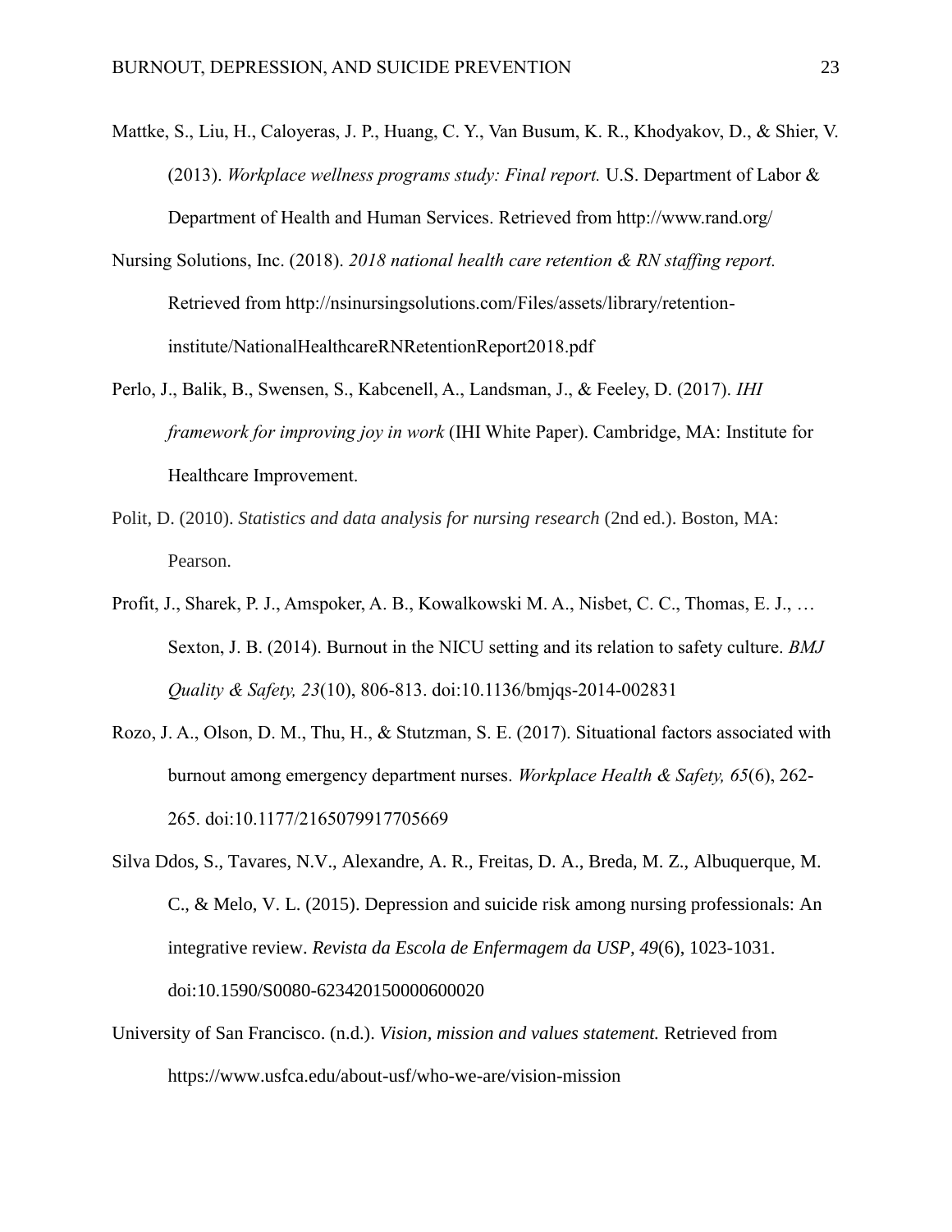Mattke, S., Liu, H., Caloyeras, J. P., Huang, C. Y., Van Busum, K. R., Khodyakov, D., & Shier, V. (2013). *Workplace wellness programs study: Final report.* U.S. Department of Labor & Department of Health and Human Services. Retrieved from http://www.rand.org/

Nursing Solutions, Inc. (2018). *2018 national health care retention & RN staffing report.* Retrieved from http://nsinursingsolutions.com/Files/assets/library/retention-institute/NationalHealthcareRNRetentionReport2018.pdf

Perlo, J., Balik, B., Swensen, S., Kabcenell, A., Landsman, J., & Feeley, D. (2017). *IHI framework for improving joy in work* (IHI White Paper). Cambridge, MA: Institute for Healthcare Improvement.

Polit, D. (2010). *Statistics and data analysis for nursing research* (2nd ed.). Boston, MA: Pearson.

Profit, J., Sharek, P. J., Amspoker, A. B., Kowalkowski M. A., Nisbet, C. C., Thomas, E. J., … Sexton, J. B. (2014). Burnout in the NICU setting and its relation to safety culture. *BMJ Quality & Safety, 23*(10), 806-813. doi:10.1136/bmjqs-2014-002831

Rozo, J. A., Olson, D. M., Thu, H., & Stutzman, S. E. (2017). Situational factors associated with burnout among emergency department nurses. *Workplace Health & Safety, 65*(6), 262-265. doi:10.1177/2165079917705669

Silva Ddos, S., Tavares, N.V., Alexandre, A. R., Freitas, D. A., Breda, M. Z., Albuquerque, M. C., & Melo, V. L. (2015). Depression and suicide risk among nursing professionals: An integrative review. *Revista da Escola de Enfermagem da USP, 49*(6), 1023-1031. doi:10.1590/S0080-623420150000600020

University of San Francisco. (n.d.). *Vision, mission and values statement.* Retrieved from https://www.usfca.edu/about-usf/who-we-are/vision-mission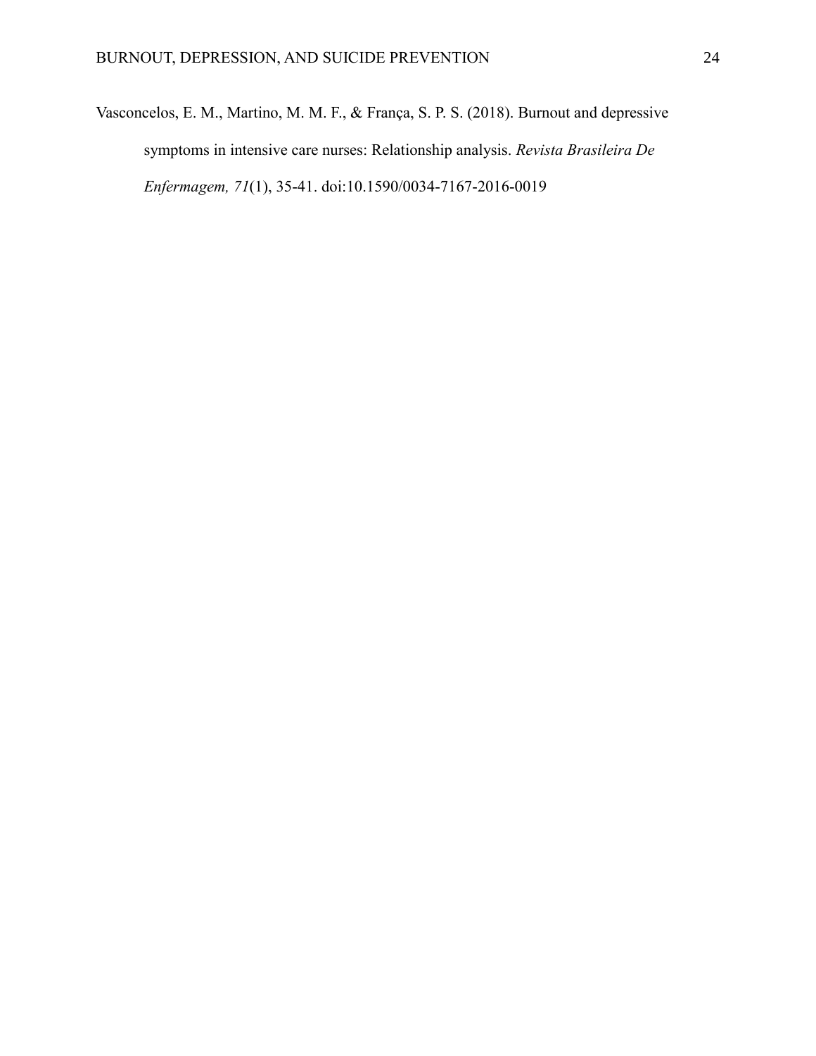Vasconcelos, E. M., Martino, M. M. F., & França, S. P. S. (2018). Burnout and depressive symptoms in intensive care nurses: Relationship analysis. *Revista Brasileira De Enfermagem, 71*(1), 35-41. doi:10.1590/0034-7167-2016-0019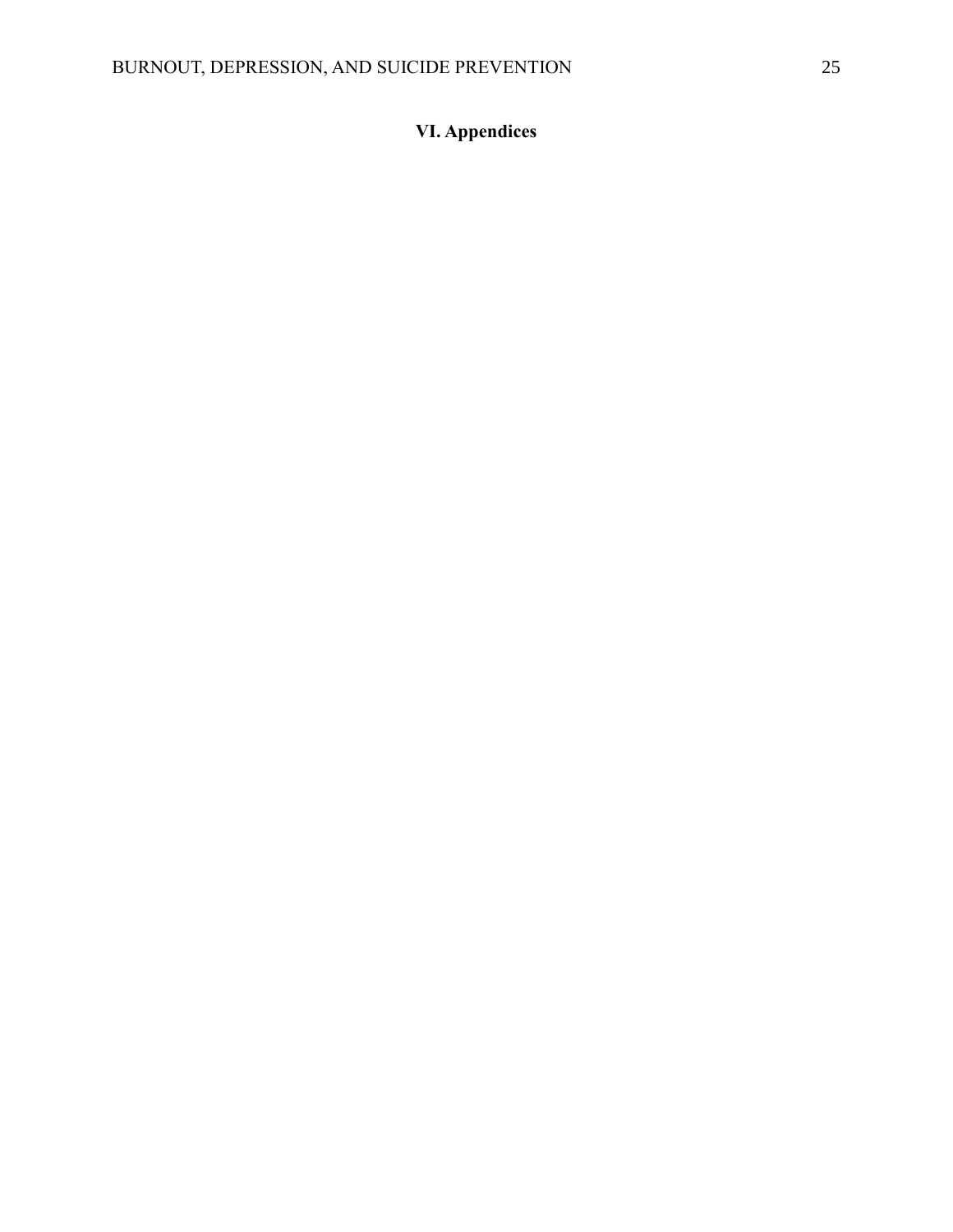# VI. Appendices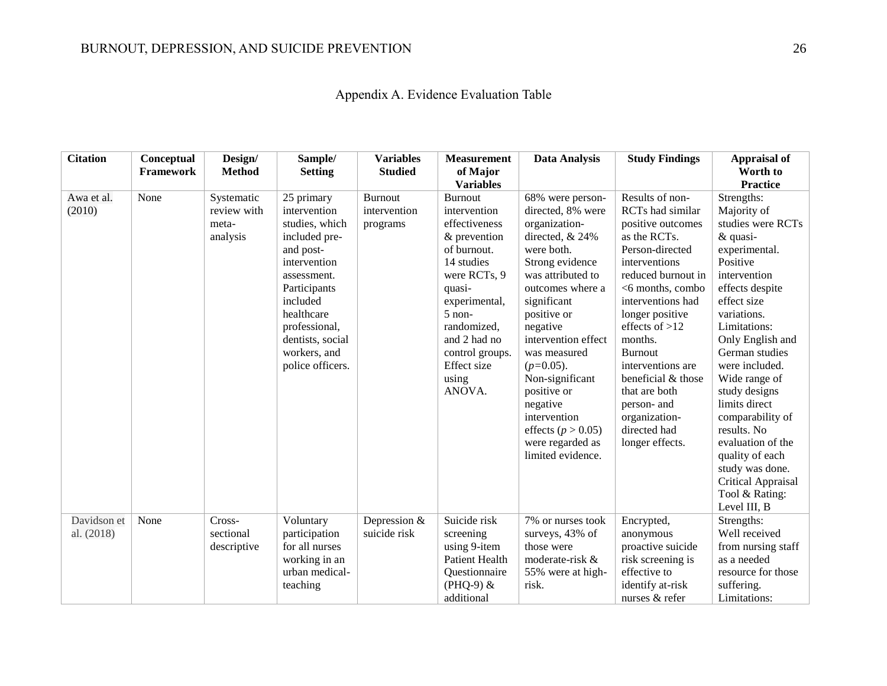# Appendix A. Evidence Evaluation Table

| Citation | Conceptual Framework | Design/ Method | Sample/ Setting | Variables Studied | Measurement of Major Variables | Data Analysis | Study Findings | Appraisal of Worth to Practice |
|---|---|---|---|---|---|---|---|---|
| Awa et al. (2010) | None | Systematic review with meta-analysis | 25 primary intervention studies, which included pre- and post-intervention assessment. Participants included healthcare professional, dentists, social workers, and police officers. | Burnout intervention programs | Burnout intervention effectiveness & prevention of burnout. 14 studies were RCTs, 9 quasi-experimental, 5 non-randomized, and 2 had no control groups. Effect size using ANOVA. | 68% were person-directed, 8% were organization-directed, & 24% were both. Strong evidence was attributed to outcomes where a significant positive or negative intervention effect was measured ($p$=0.05). Non-significant positive or negative intervention effects ($p$ > 0.05) were regarded as limited evidence. | Results of non-RCTs had similar positive outcomes as the RCTs. Person-directed interventions reduced burnout in <6 months, combo interventions had longer positive effects of >12 months. Burnout interventions are beneficial & those that are both person- and organization-directed had longer effects. | Strengths: Majority of studies were RCTs & quasi-experimental. Positive intervention effects despite effect size variations. Limitations: Only English and German studies were included. Wide range of study designs limits direct comparability of results. No evaluation of the quality of each study was done. Critical Appraisal Tool & Rating: Level III, B |
| Davidson et al. (2018) | None | Cross-sectional descriptive | Voluntary participation for all nurses working in an urban medical-teaching | Depression & suicide risk | Suicide risk screening using 9-item Patient Health Questionnaire (PHQ-9) & additional | 7% or nurses took surveys, 43% of those were moderate-risk & 55% were at high-risk. | Encrypted, anonymous proactive suicide risk screening is effective to identify at-risk nurses & refer | Strengths: Well received from nursing staff as a needed resource for those suffering. Limitations: |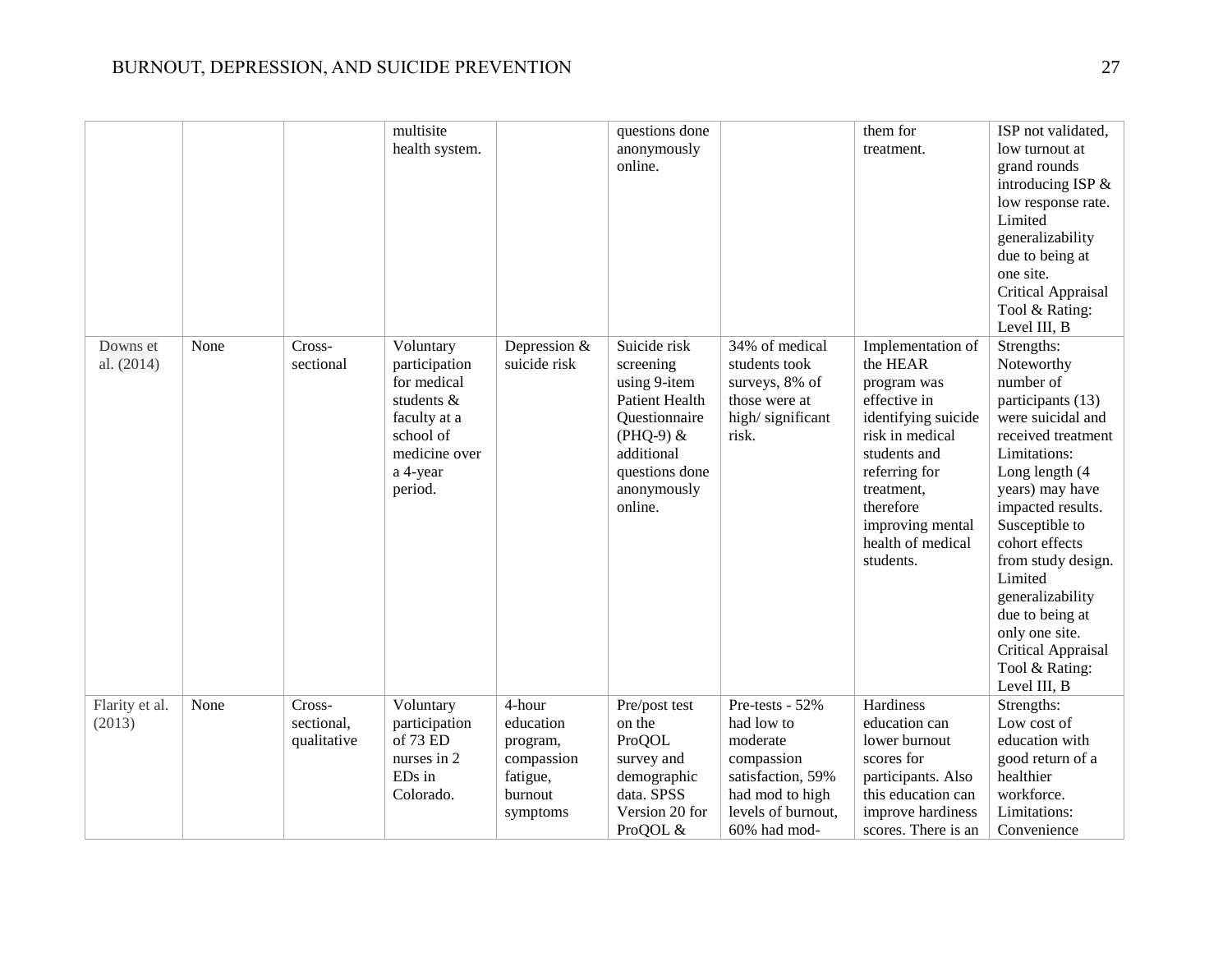| | | | multisite health system. | | questions done anonymously online. | | them for treatment. | ISP not validated, low turnout at grand rounds introducing ISP & low response rate. Limited generalizability due to being at one site. Critical Appraisal Tool & Rating: Level III, B |
|---|---|---|---|---|---|---|---|---|
| Downs et al. (2014) | None | Cross-sectional | Voluntary participation for medical students & faculty at a school of medicine over a 4-year period. | Depression & suicide risk | Suicide risk screening using 9-item Patient Health Questionnaire (PHQ-9) & additional questions done anonymously online. | 34% of medical students took surveys, 8% of those were at high/ significant risk. | Implementation of the HEAR program was effective in identifying suicide risk in medical students and referring for treatment, therefore improving mental health of medical students. | Strengths: Noteworthy number of participants (13) were suicidal and received treatment Limitations: Long length (4 years) may have impacted results. Susceptible to cohort effects from study design. Limited generalizability due to being at only one site. Critical Appraisal Tool & Rating: Level III, B |
| Flarity et al. (2013) | None | Cross-sectional, qualitative | Voluntary participation of 73 ED nurses in 2 EDs in Colorado. | 4-hour education program, compassion fatigue, burnout symptoms | Pre/post test on the ProQOL survey and demographic data. SPSS Version 20 for ProQOL & | Pre-tests - 52% had low to moderate compassion satisfaction, 59% had mod to high levels of burnout, 60% had mod- | Hardiness education can lower burnout scores for participants. Also this education can improve hardiness scores. There is an | Strengths: Low cost of education with good return of a healthier workforce. Limitations: Convenience |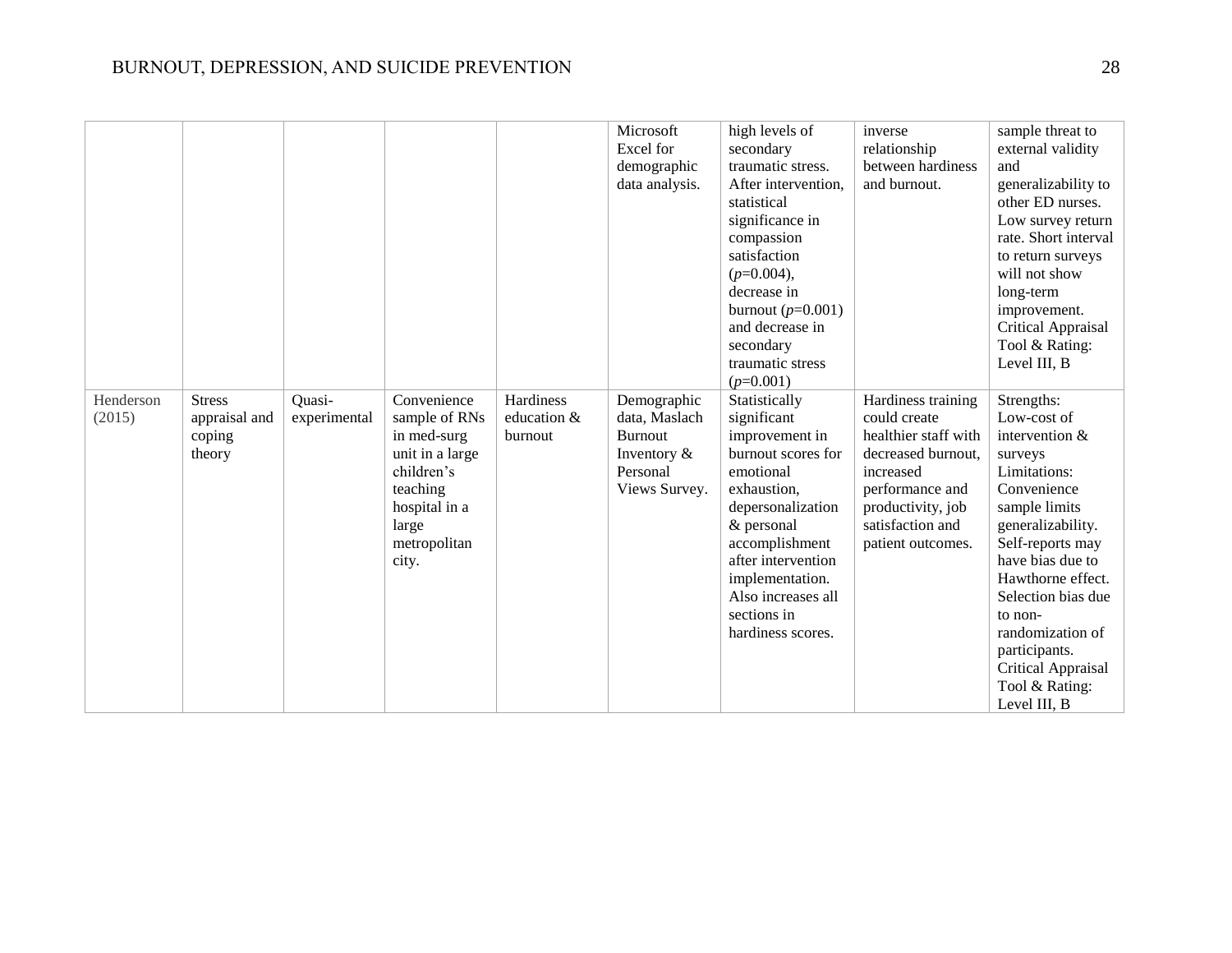| | | | | | | | | |
|---|---|---|---|---|---|---|---|---|
| | | | | | Microsoft Excel for demographic data analysis. | high levels of secondary traumatic stress. After intervention, statistical significance in compassion satisfaction ($p$=0.004), decrease in burnout ($p$=0.001) and decrease in secondary traumatic stress ($p$=0.001) | inverse relationship between hardiness and burnout. | sample threat to external validity and generalizability to other ED nurses. Low survey return rate. Short interval to return surveys will not show long-term improvement. Critical Appraisal Tool & Rating: Level III, B |
| Henderson (2015) | Stress appraisal and coping theory | Quasi-experimental | Convenience sample of RNs in med-surg unit in a large children's teaching hospital in a large metropolitan city. | Hardiness education & burnout | Demographic data, Maslach Burnout Inventory & Personal Views Survey. | Statistically significant improvement in burnout scores for emotional exhaustion, depersonalization & personal accomplishment after intervention implementation. Also increases all sections in hardiness scores. | Hardiness training could create healthier staff with decreased burnout, increased performance and productivity, job satisfaction and patient outcomes. | Strengths: Low-cost of intervention & surveys Limitations: Convenience sample limits generalizability. Self-reports may have bias due to Hawthorne effect. Selection bias due to non-randomization of participants. Critical Appraisal Tool & Rating: Level III, B |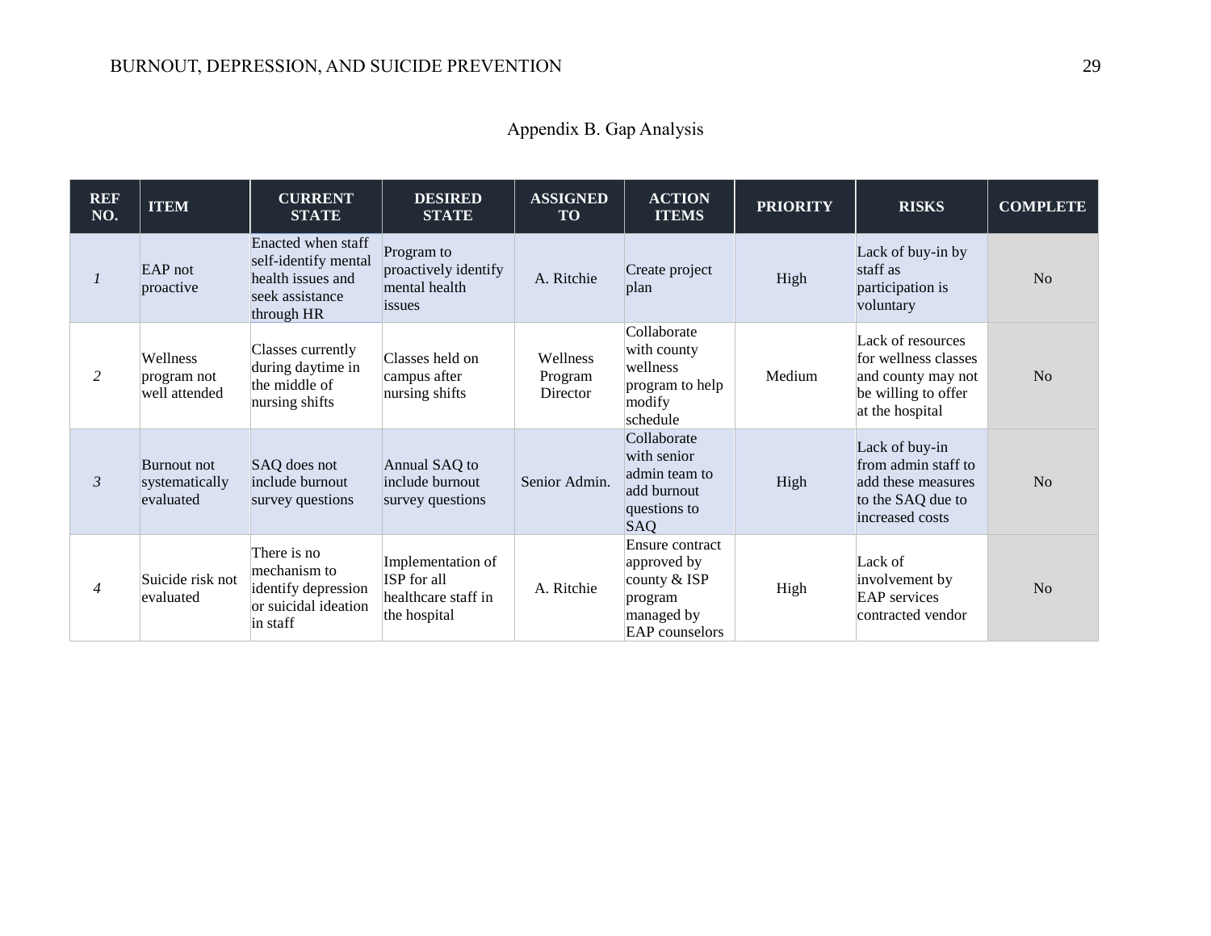## Appendix B. Gap Analysis

| REF NO. | ITEM | CURRENT STATE | DESIRED STATE | ASSIGNED TO | ACTION ITEMS | PRIORITY | RISKS | COMPLETE |
|---|---|---|---|---|---|---|---|---|
| *1* | EAP not proactive | Enacted when staff self-identify mental health issues and seek assistance through HR | Program to proactively identify mental health issues | A. Ritchie | Create project plan | High | Lack of buy-in by staff as participation is voluntary | No |
| *2* | Wellness program not well attended | Classes currently during daytime in the middle of nursing shifts | Classes held on campus after nursing shifts | Wellness Program Director | Collaborate with county wellness program to help modify schedule | Medium | Lack of resources for wellness classes and county may not be willing to offer at the hospital | No |
| *3* | Burnout not systematically evaluated | SAQ does not include burnout survey questions | Annual SAQ to include burnout survey questions | Senior Admin. | Collaborate with senior admin team to add burnout questions to SAQ | High | Lack of buy-in from admin staff to add these measures to the SAQ due to increased costs | No |
| *4* | Suicide risk not evaluated | There is no mechanism to identify depression or suicidal ideation in staff | Implementation of ISP for all healthcare staff in the hospital | A. Ritchie | Ensure contract approved by county & ISP program managed by EAP counselors | High | Lack of involvement by EAP services contracted vendor | No |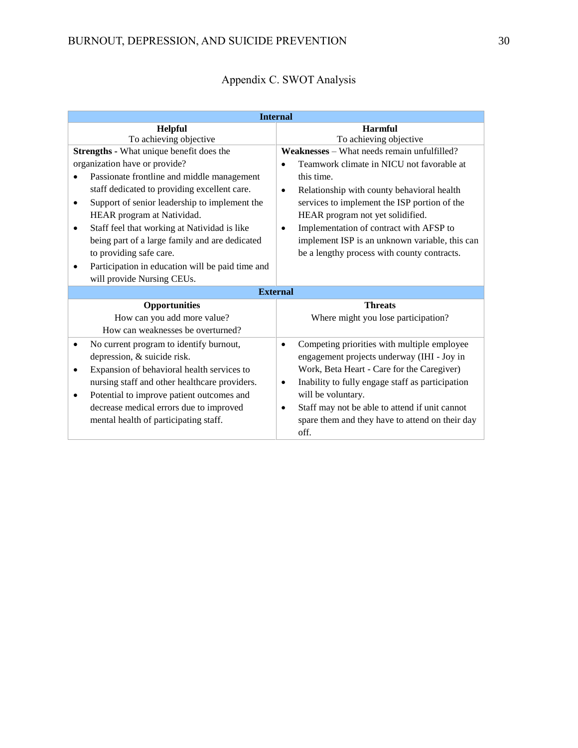## Appendix C. SWOT Analysis

| **Internal** | |
|---|---|
| **Helpful**<br>To achieving objective | **Harmful**<br>To achieving objective |
| **Strengths -** What unique benefit does the organization have or provide?<br>• Passionate frontline and middle management staff dedicated to providing excellent care.<br>• Support of senior leadership to implement the HEAR program at Natividad.<br>• Staff feel that working at Natividad is like being part of a large family and are dedicated to providing safe care.<br>• Participation in education will be paid time and will provide Nursing CEUs. | **Weaknesses** – What needs remain unfulfilled?<br>• Teamwork climate in NICU not favorable at this time.<br>• Relationship with county behavioral health services to implement the ISP portion of the HEAR program not yet solidified.<br>• Implementation of contract with AFSP to implement ISP is an unknown variable, this can be a lengthy process with county contracts. |
| **External** | |
| **Opportunities**<br>How can you add more value?<br>How can weaknesses be overturned? | **Threats**<br>Where might you lose participation? |
| • No current program to identify burnout, depression, & suicide risk.<br>• Expansion of behavioral health services to nursing staff and other healthcare providers.<br>• Potential to improve patient outcomes and decrease medical errors due to improved mental health of participating staff. | • Competing priorities with multiple employee engagement projects underway (IHI - Joy in Work, Beta Heart - Care for the Caregiver)<br>• Inability to fully engage staff as participation will be voluntary.<br>• Staff may not be able to attend if unit cannot spare them and they have to attend on their day off. |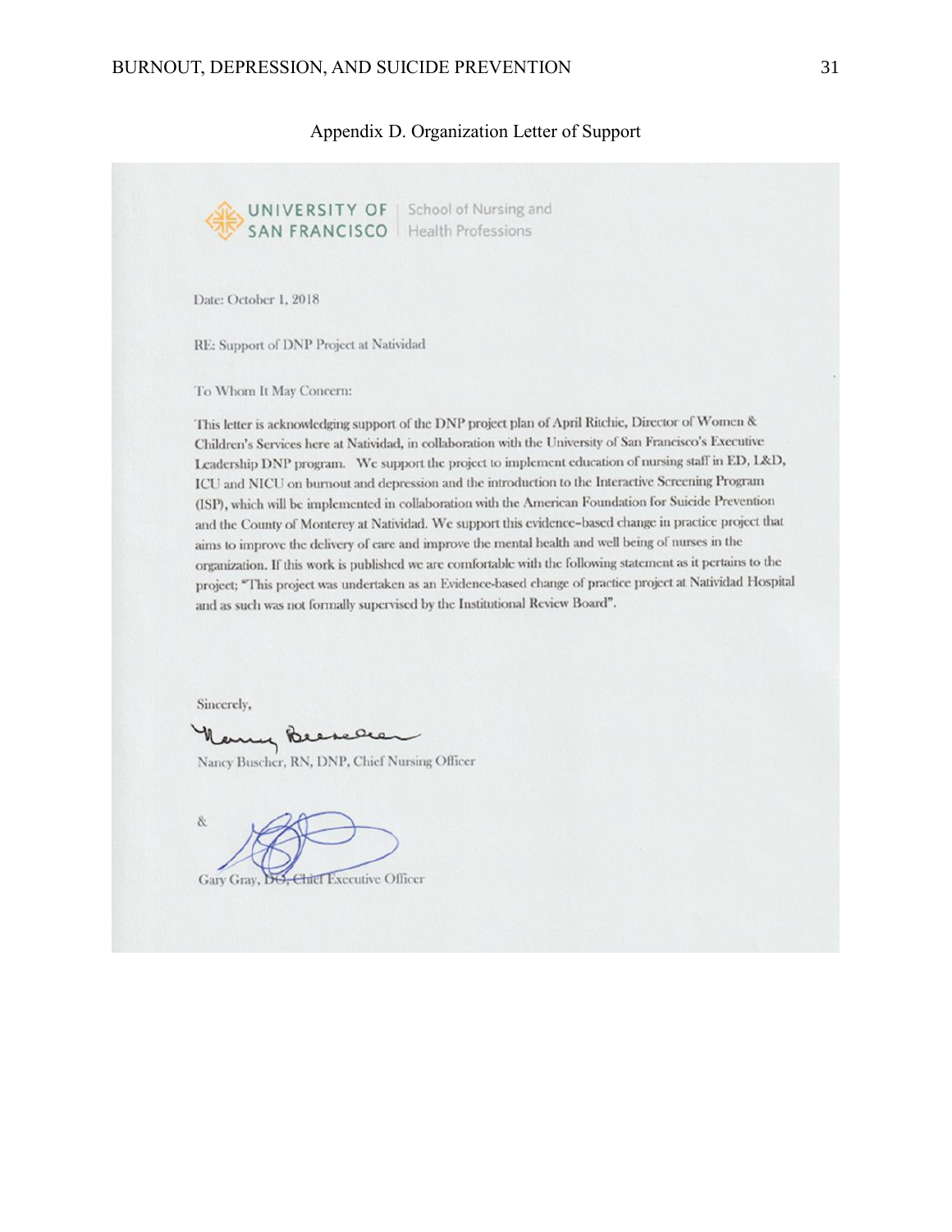Appendix D. Organization Letter of Support

UNIVERSITY OF SAN FRANCISCO | School of Nursing and Health Professions

Date: October 1, 2018

RE: Support of DNP Project at Natividad

To Whom It May Concern:

This letter is acknowledging support of the DNP project plan of April Ritchie, Director of Women & Children's Services here at Natividad, in collaboration with the University of San Francisco's Executive Leadership DNP program. We support the project to implement education of nursing staff in ED, L&D, ICU and NICU on burnout and depression and the introduction to the Interactive Screening Program (ISP), which will be implemented in collaboration with the American Foundation for Suicide Prevention and the County of Monterey at Natividad. We support this evidence-based change in practice project that aims to improve the delivery of care and improve the mental health and well being of nurses in the organization. If this work is published we are comfortable with the following statement as it pertains to the project; "This project was undertaken as an Evidence-based change of practice project at Natividad Hospital and as such was not formally supervised by the Institutional Review Board".

Sincerely,

Nancy Buscher, RN, DNP, Chief Nursing Officer

&

Gary Gray, DO, Chief Executive Officer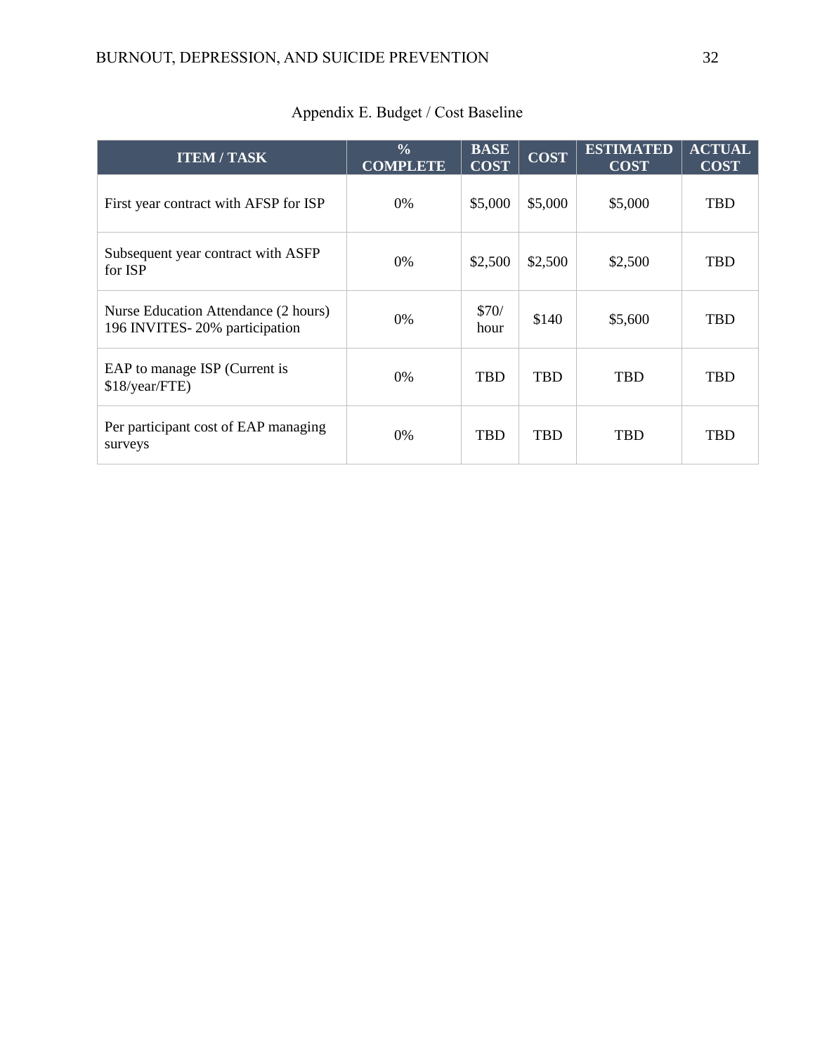Appendix E. Budget / Cost Baseline

| ITEM / TASK | % COMPLETE | BASE COST | COST | ESTIMATED COST | ACTUAL COST |
| --- | --- | --- | --- | --- | --- |
| First year contract with AFSP for ISP | 0% | $5,000 | $5,000 | $5,000 | TBD |
| Subsequent year contract with ASFP for ISP | 0% | $2,500 | $2,500 | $2,500 | TBD |
| Nurse Education Attendance (2 hours) 196 INVITES- 20% participation | 0% | $70/ hour | $140 | $5,600 | TBD |
| EAP to manage ISP (Current is $18/year/FTE) | 0% | TBD | TBD | TBD | TBD |
| Per participant cost of EAP managing surveys | 0% | TBD | TBD | TBD | TBD |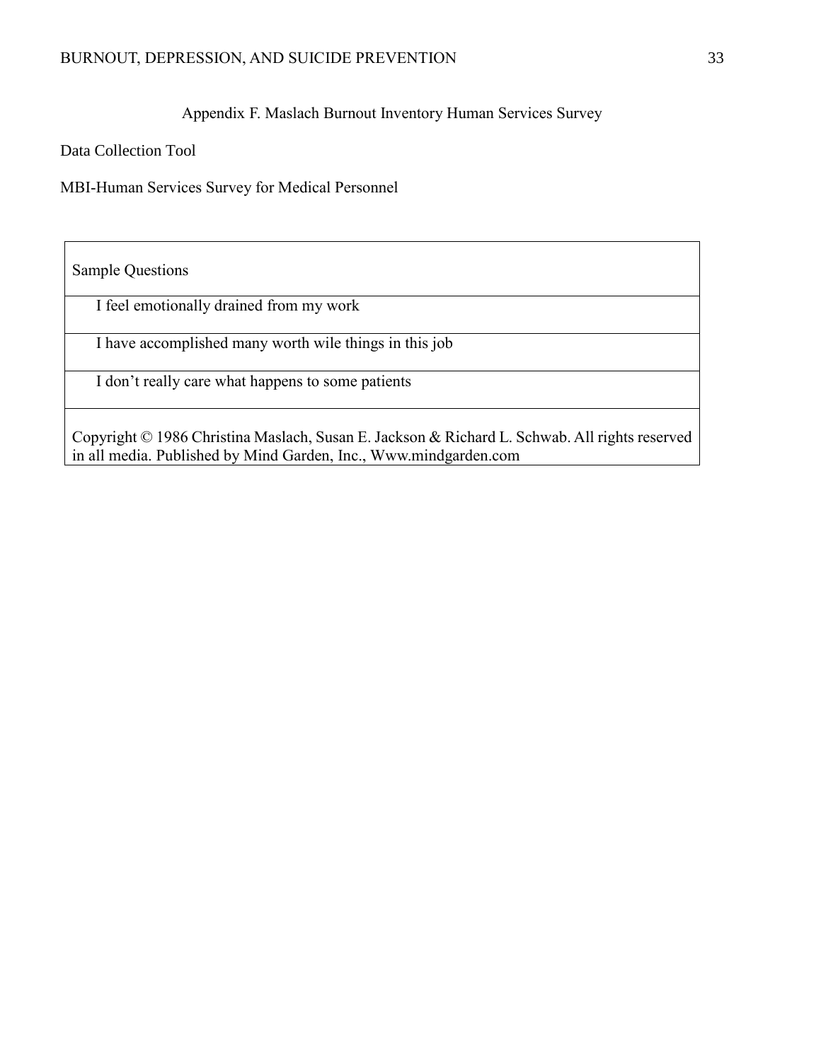Appendix F. Maslach Burnout Inventory Human Services Survey

Data Collection Tool

MBI-Human Services Survey for Medical Personnel

| Sample Questions |
| --- |
| I feel emotionally drained from my work |
| I have accomplished many worth wile things in this job |
| I don't really care what happens to some patients |
| Copyright © 1986 Christina Maslach, Susan E. Jackson & Richard L. Schwab. All rights reserved in all media. Published by Mind Garden, Inc., Www.mindgarden.com |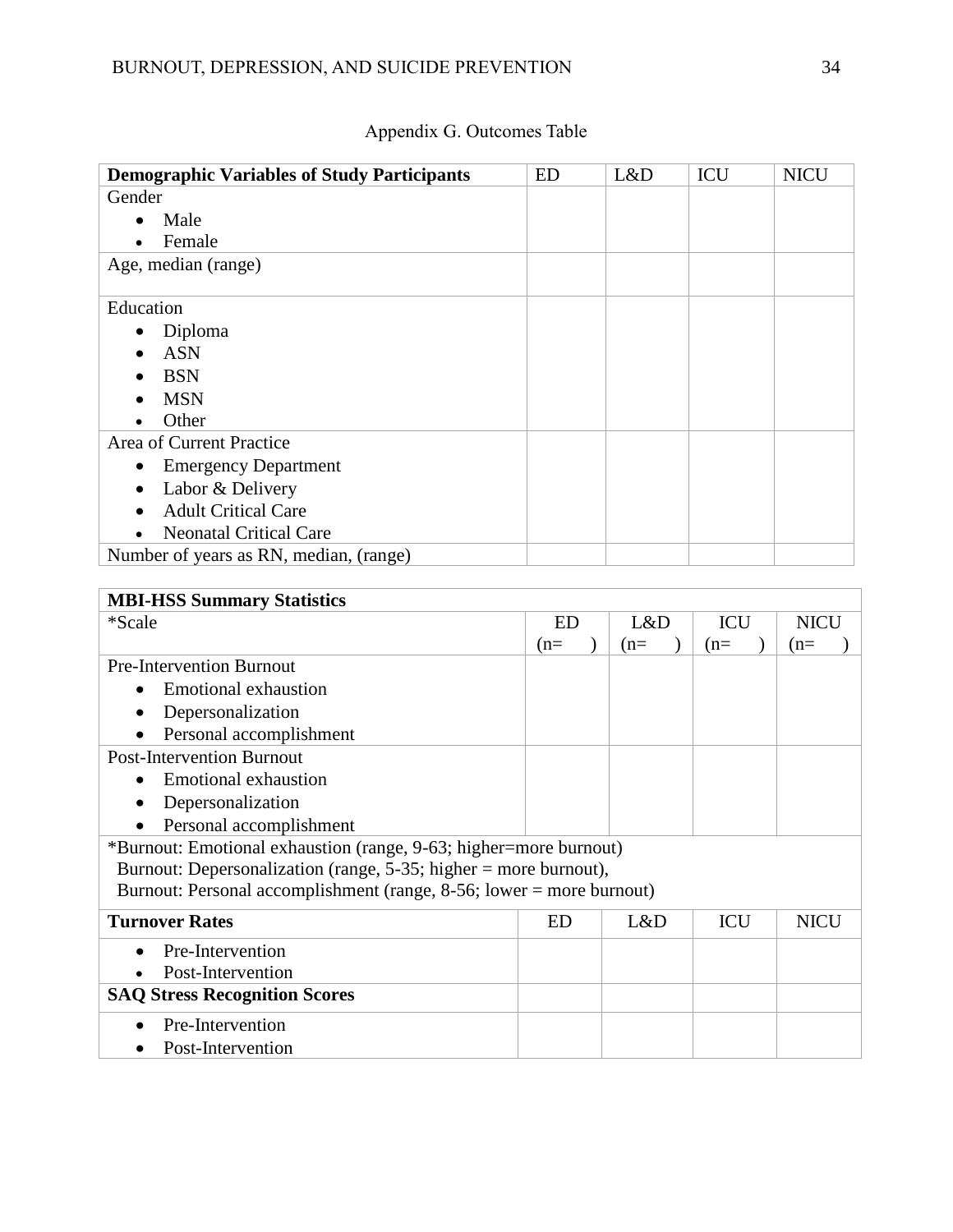Appendix G. Outcomes Table

| **Demographic Variables of Study Participants** | ED | L&D | ICU | NICU |
|---|---|---|---|---|
| Gender<br>• Male<br>• Female | | | | |
| Age, median (range) | | | | |
| Education<br>• Diploma<br>• ASN<br>• BSN<br>• MSN<br>• Other | | | | |
| Area of Current Practice<br>• Emergency Department<br>• Labor & Delivery<br>• Adult Critical Care<br>• Neonatal Critical Care | | | | |
| Number of years as RN, median, (range) | | | | |

| **MBI-HSS Summary Statistics** | | | | |
|---|---|---|---|---|
| *Scale | ED (n= ) | L&D (n= ) | ICU (n= ) | NICU (n= ) |
| Pre-Intervention Burnout<br>• Emotional exhaustion<br>• Depersonalization<br>• Personal accomplishment | | | | |
| Post-Intervention Burnout<br>• Emotional exhaustion<br>• Depersonalization<br>• Personal accomplishment | | | | |
| *Burnout: Emotional exhaustion (range, 9-63; higher=more burnout)<br>Burnout: Depersonalization (range, 5-35; higher = more burnout),<br>Burnout: Personal accomplishment (range, 8-56; lower = more burnout) | | | | |
| **Turnover Rates** | ED | L&D | ICU | NICU |
| • Pre-Intervention<br>• Post-Intervention | | | | |
| **SAQ Stress Recognition Scores** | | | | |
| • Pre-Intervention<br>• Post-Intervention | | | | |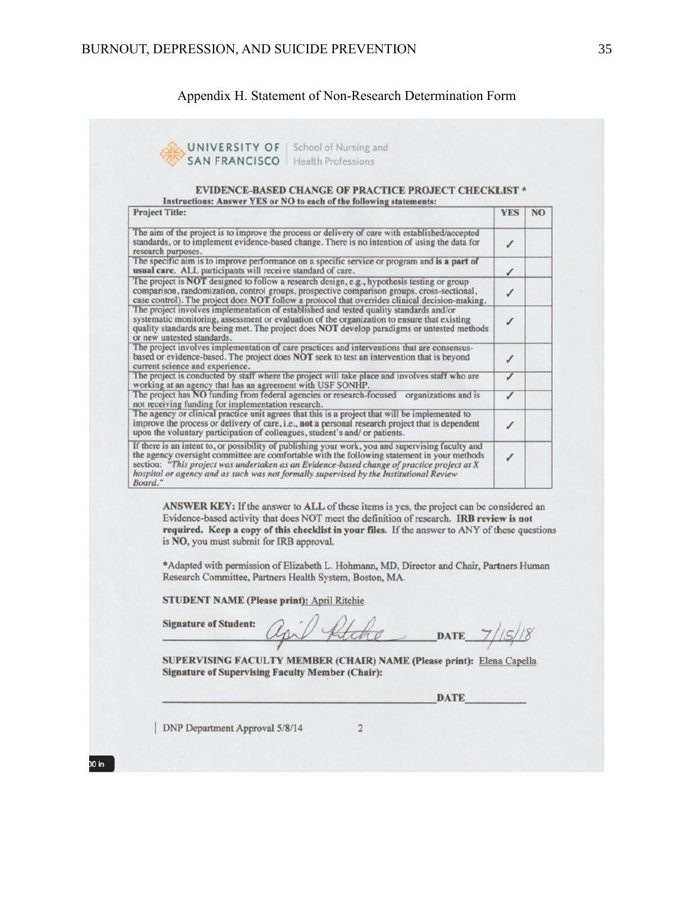Appendix H. Statement of Non-Research Determination Form

UNIVERSITY OF SAN FRANCISCO | School of Nursing and Health Professions

## EVIDENCE-BASED CHANGE OF PRACTICE PROJECT CHECKLIST *

**Instructions: Answer YES or NO to each of the following statements:**

| **Project Title:** | **YES** | **NO** |
|---|---|---|
| The aim of the project is to improve the process or delivery of care with established/accepted standards, or to implement evidence-based change. There is no intention of using the data for research purposes. | ✓ | |
| The specific aim is to improve performance on a specific service or program and **is a part of usual care**. ALL participants will receive standard of care. | ✓ | |
| The project is **NOT** designed to follow a research design, e.g., hypothesis testing or group comparison, randomization, control groups, prospective comparison groups, cross-sectional, case control). The project does **NOT** follow a protocol that overrides clinical decision-making. | ✓ | |
| The project involves implementation of established and tested quality standards and/or systematic monitoring, assessment or evaluation of the organization to ensure that existing quality standards are being met. The project does **NOT** develop paradigms or untested methods or new untested standards. | ✓ | |
| The project involves implementation of care practices and interventions that are consensus-based or evidence-based. The project does **NOT** seek to test an intervention that is beyond current science and experience. | ✓ | |
| The project is conducted by staff where the project will take place and involves staff who are working at an agency that has an agreement with USF SONHP. | ✓ | |
| The project has **NO** funding from federal agencies or research-focused organizations and is not receiving funding for implementation research. | ✓ | |
| The agency or clinical practice unit agrees that this is a project that will be implemented to improve the process or delivery of care, i.e., **not** a personal research project that is dependent upon the voluntary participation of colleagues, student's and/ or patients. | ✓ | |
| If there is an intent to, or possibility of publishing your work, you and supervising faculty and the agency oversight committee are comfortable with the following statement in your methods section: *"This project was undertaken as an Evidence-based change of practice project at X hospital or agency and as such was not formally supervised by the Institutional Review Board."* | ✓ | |

**ANSWER KEY:** If the answer to **ALL** of these items is yes, the project can be considered an Evidence-based activity that does NOT meet the definition of research. **IRB review is not required. Keep a copy of this checklist in your files.** If the answer to ANY of these questions is **NO**, you must submit for IRB approval.

*Adapted with permission of Elizabeth L. Hohmann, MD, Director and Chair, Partners Human Research Committee, Partners Health System, Boston, MA.

**STUDENT NAME (Please print):** April Ritchie

**Signature of Student:** April Ritchie **DATE** 7/15/18

**SUPERVISING FACULTY MEMBER (CHAIR) NAME (Please print):** Elena Capella

**Signature of Supervising Faculty Member (Chair):**

\_\_\_\_\_\_\_\_\_\_\_\_\_\_\_\_\_\_\_\_\_\_\_\_\_\_\_\_\_\_\_\_ **DATE**\_\_\_\_\_\_\_\_\_\_

DNP Department Approval 5/8/14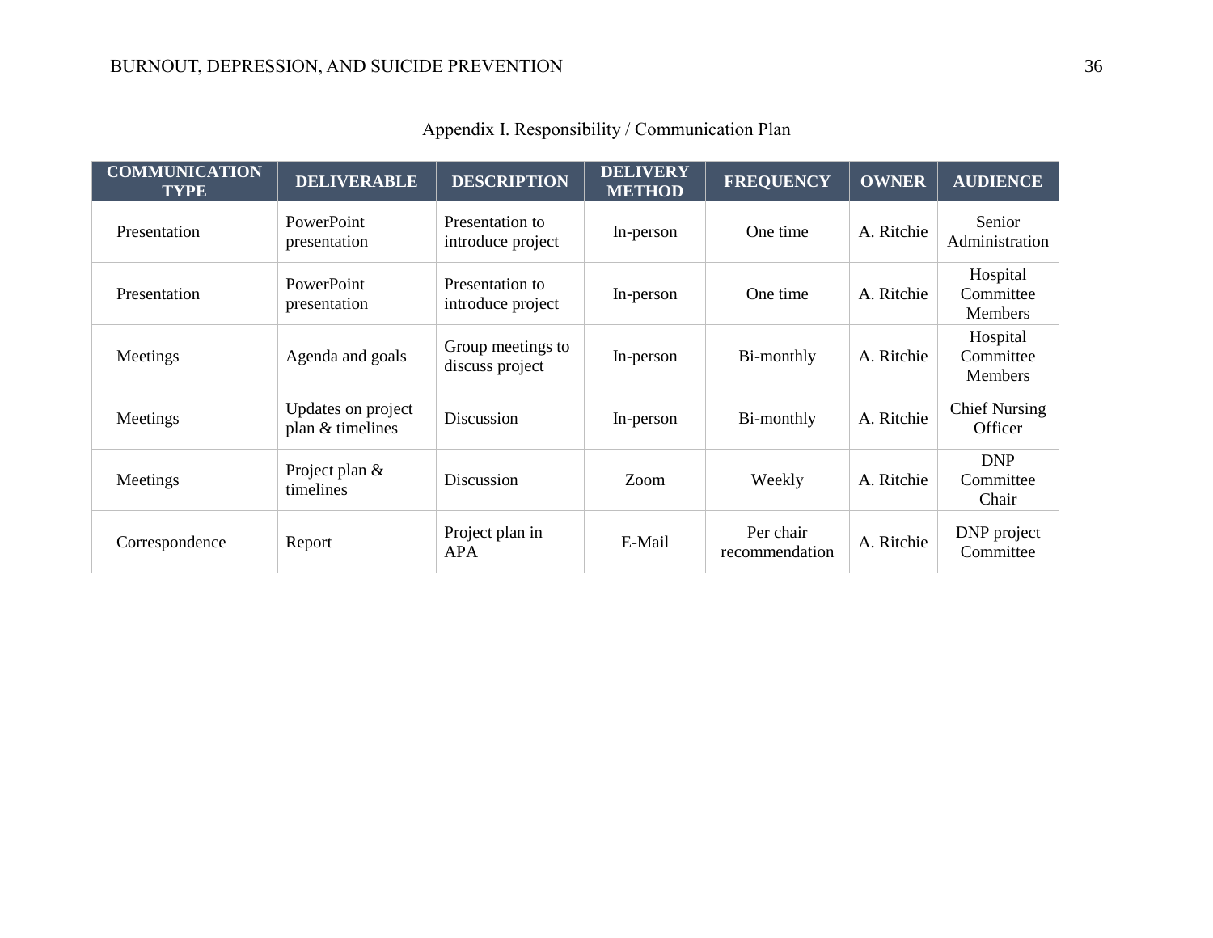Appendix I. Responsibility / Communication Plan

| COMMUNICATION TYPE | DELIVERABLE | DESCRIPTION | DELIVERY METHOD | FREQUENCY | OWNER | AUDIENCE |
|---|---|---|---|---|---|---|
| Presentation | PowerPoint presentation | Presentation to introduce project | In-person | One time | A. Ritchie | Senior Administration |
| Presentation | PowerPoint presentation | Presentation to introduce project | In-person | One time | A. Ritchie | Hospital Committee Members |
| Meetings | Agenda and goals | Group meetings to discuss project | In-person | Bi-monthly | A. Ritchie | Hospital Committee Members |
| Meetings | Updates on project plan & timelines | Discussion | In-person | Bi-monthly | A. Ritchie | Chief Nursing Officer |
| Meetings | Project plan & timelines | Discussion | Zoom | Weekly | A. Ritchie | DNP Committee Chair |
| Correspondence | Report | Project plan in APA | E-Mail | Per chair recommendation | A. Ritchie | DNP project Committee |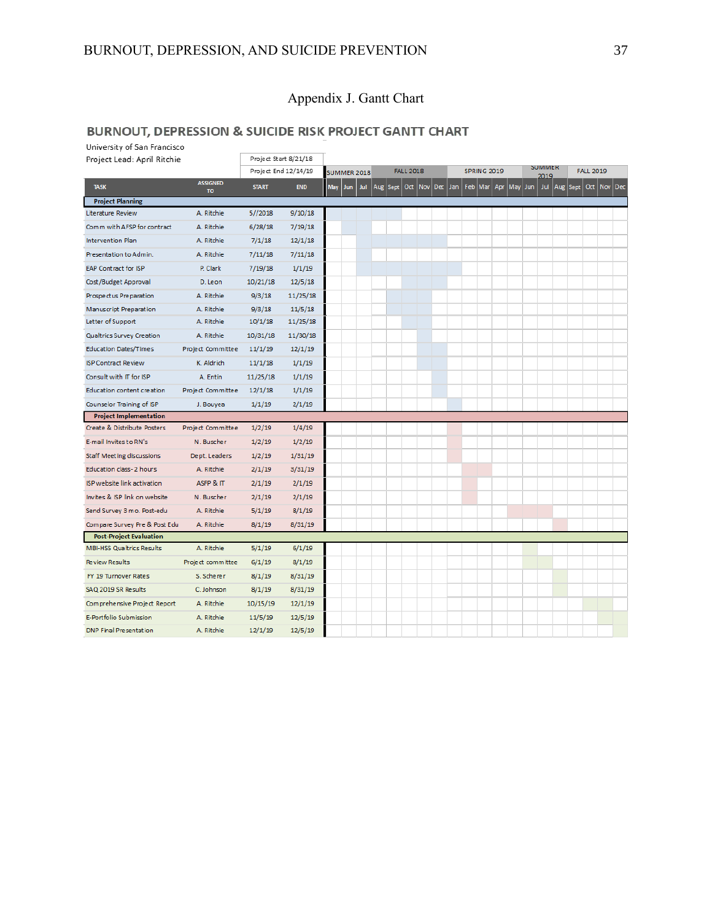# Appendix J. Gantt Chart

## BURNOUT, DEPRESSION & SUICIDE RISK PROJECT GANTT CHART

University of San Francisco

Project Lead: April Ritchie

Project Start 8/21/18

Project End 12/14/19

| TASK | ASSIGNED TO | START | END |
|---|---|---|---|
| **Project Planning** | | | |
| Literature Review | A. Ritchie | 5//2018 | 9/10/18 |
| Comm with AFSP for contract | A. Ritchie | 6/28/18 | 7/19/18 |
| Intervention Plan | A. Ritchie | 7/1/18 | 12/1/18 |
| Presentation to Admin. | A. Ritchie | 7/11/18 | 7/11/18 |
| EAP Contract for ISP | P. Clark | 7/19/18 | 1/1/19 |
| Cost/Budget Approval | D. Leon | 10/21/18 | 12/5/18 |
| Prospectus Preparation | A. Ritchie | 9/3/18 | 11/25/18 |
| Manuscript Preparation | A. Ritchie | 9/3/18 | 11/5/18 |
| Letter of Support | A. Ritchie | 10/1/18 | 11/25/18 |
| Qualtrics Survey Creation | A. Ritchie | 10/31/18 | 11/30/18 |
| Education Dates/Times | Project Committee | 11/1/19 | 12/1/19 |
| ISP Contract Review | K. Aldrich | 11/1/18 | 1/1/19 |
| Consult with IT for ISP | A. Entin | 11/25/18 | 1/1/19 |
| Education content creation | Project Committee | 12/1/18 | 1/1/19 |
| Counselor Training of ISP | J. Bouyea | 1/1/19 | 2/1/19 |
| **Project Implementation** | | | |
| Create & Distribute Posters | Project Committee | 1/2/19 | 1/4/19 |
| E-mail Invites to RN's | N. Buscher | 1/2/19 | 1/2/19 |
| Staff Meeting discussions | Dept. Leaders | 1/2/19 | 1/31/19 |
| Education class- 2 hours | A. Ritchie | 2/1/19 | 3/31/19 |
| ISP website link activation | ASFP & IT | 2/1/19 | 2/1/19 |
| Invites & ISP link on website | N. Buscher | 2/1/19 | 2/1/19 |
| Send Survey 3 mo. Post-edu | A. Ritchie | 5/1/19 | 8/1/19 |
| Compare Survey Pre & Post Edu | A. Ritchie | 8/1/19 | 8/31/19 |
| **Post-Project Evaluation** | | | |
| MBI-HSS Qualtrics Results | A. Ritchie | 5/1/19 | 6/1/19 |
| Review Results | Project committee | 6/1/19 | 8/1/19 |
| FY 19 Turnover Rates | S. Scherer | 8/1/19 | 8/31/19 |
| SAQ 2019 SR Results | C. Johnson | 8/1/19 | 8/31/19 |
| Comprehensive Project Report | A. Ritchie | 10/15/19 | 12/1/19 |
| E-Portfolio Submission | A. Ritchie | 11/5/19 | 12/5/19 |
| DNP Final Presentation | A. Ritchie | 12/1/19 | 12/5/19 |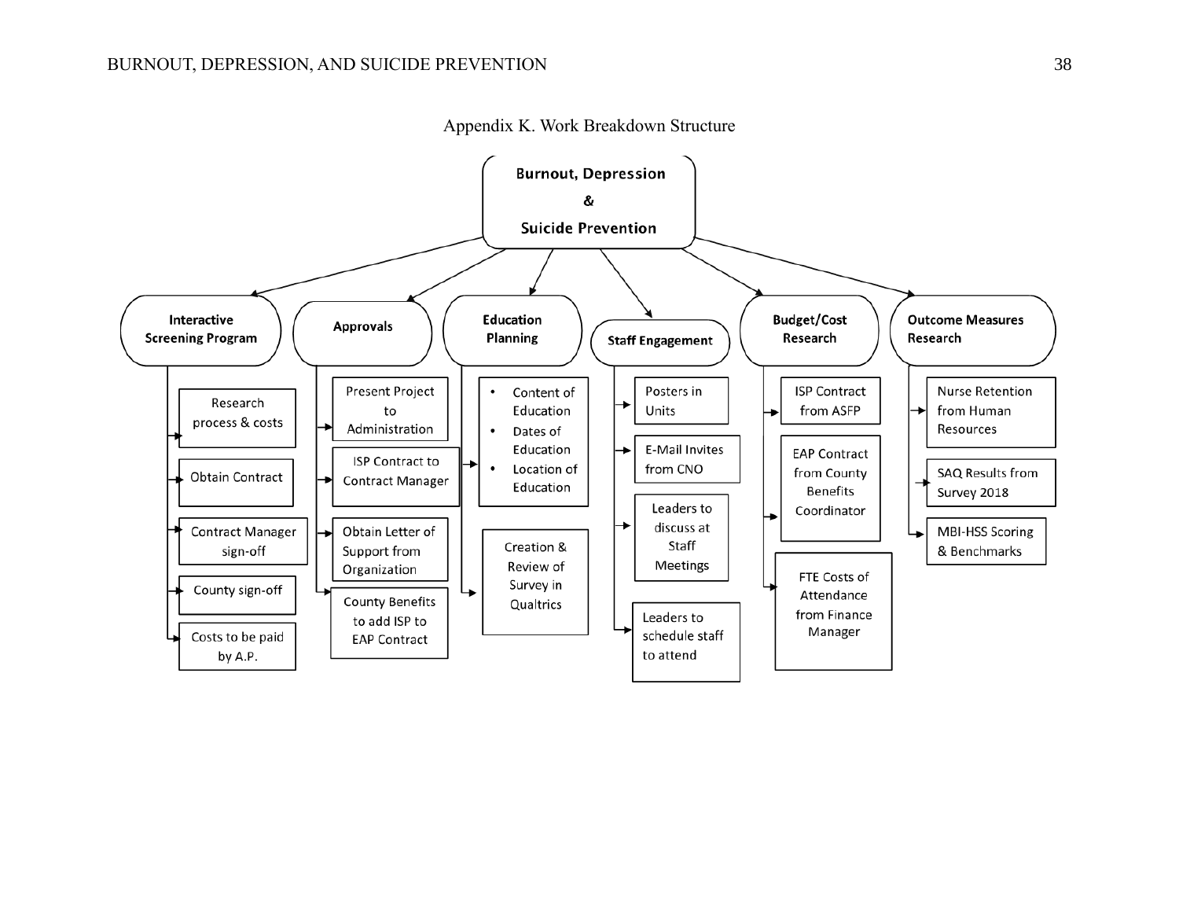Appendix K. Work Breakdown Structure

Burnout, Depression & Suicide Prevention

Interactive Screening Program
- Research process & costs
- Obtain Contract
- Contract Manager sign-off
- County sign-off
- Costs to be paid by A.P.

Approvals
- Present Project to Administration
- ISP Contract to Contract Manager
- Obtain Letter of Support from Organization
- County Benefits to add ISP to EAP Contract

Education Planning
- • Content of Education • Dates of Education • Location of Education
- Creation & Review of Survey in Qualtrics

Staff Engagement
- Posters in Units
- E-Mail Invites from CNO
- Leaders to discuss at Staff Meetings
- Leaders to schedule staff to attend

Budget/Cost Research
- ISP Contract from ASFP
- EAP Contract from County Benefits Coordinator
- FTE Costs of Attendance from Finance Manager

Outcome Measures Research
- Nurse Retention from Human Resources
- SAQ Results from Survey 2018
- MBI-HSS Scoring & Benchmarks